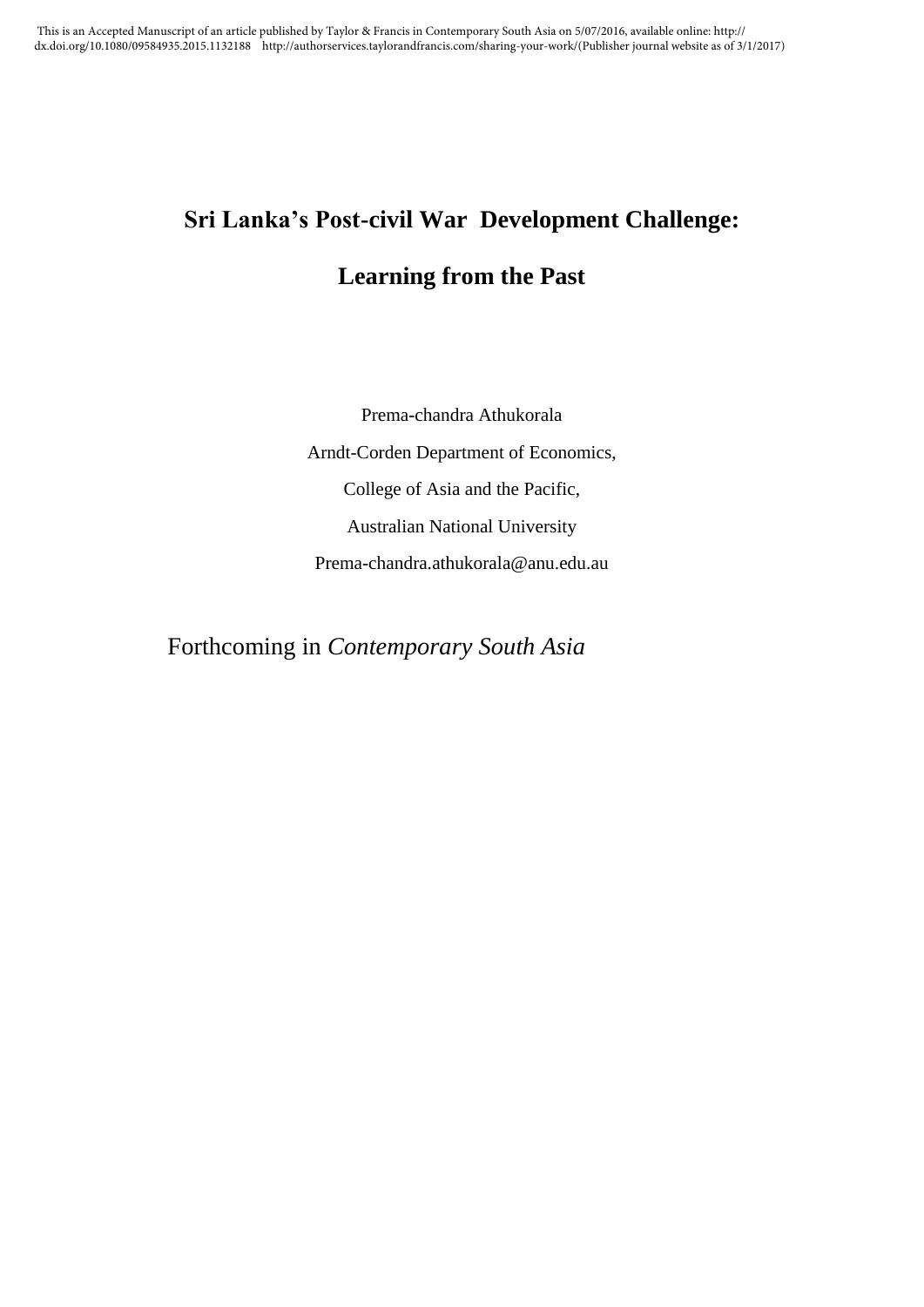This is an Accepted Manuscript of an article published by Taylor & Francis in Contemporary South Asia on 5/07/2016, available online: http://dx.doi.org/10.1080/09584935.2015.1132188 http://authorservices.taylorandfrancis.com/sharing-your-work/(Publisher journal website as of 3/1/2017)

# Sri Lanka's Post-civil War Development Challenge: Learning from the Past

Prema-chandra Athukorala

Arndt-Corden Department of Economics,

College of Asia and the Pacific,

Australian National University

Prema-chandra.athukorala@anu.edu.au

Forthcoming in *Contemporary South Asia*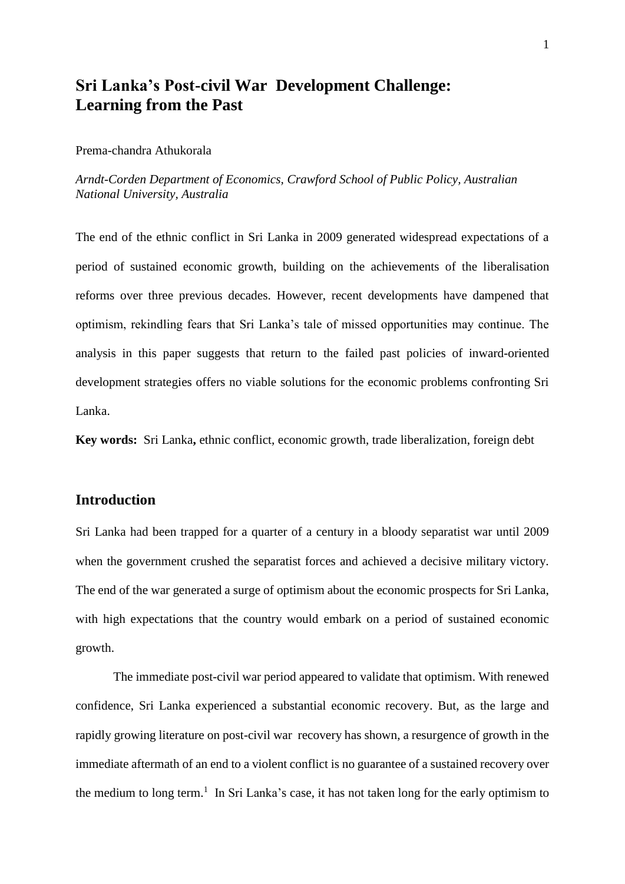# Sri Lanka's Post-civil War Development Challenge: Learning from the Past

Prema-chandra Athukorala

*Arndt-Corden Department of Economics, Crawford School of Public Policy, Australian National University, Australia*

The end of the ethnic conflict in Sri Lanka in 2009 generated widespread expectations of a period of sustained economic growth, building on the achievements of the liberalisation reforms over three previous decades. However, recent developments have dampened that optimism, rekindling fears that Sri Lanka's tale of missed opportunities may continue. The analysis in this paper suggests that return to the failed past policies of inward-oriented development strategies offers no viable solutions for the economic problems confronting Sri Lanka.

**Key words:** Sri Lanka**,** ethnic conflict, economic growth, trade liberalization, foreign debt

## Introduction

Sri Lanka had been trapped for a quarter of a century in a bloody separatist war until 2009 when the government crushed the separatist forces and achieved a decisive military victory. The end of the war generated a surge of optimism about the economic prospects for Sri Lanka, with high expectations that the country would embark on a period of sustained economic growth.

The immediate post-civil war period appeared to validate that optimism. With renewed confidence, Sri Lanka experienced a substantial economic recovery. But, as the large and rapidly growing literature on post-civil war recovery has shown, a resurgence of growth in the immediate aftermath of an end to a violent conflict is no guarantee of a sustained recovery over the medium to long term.[1] In Sri Lanka's case, it has not taken long for the early optimism to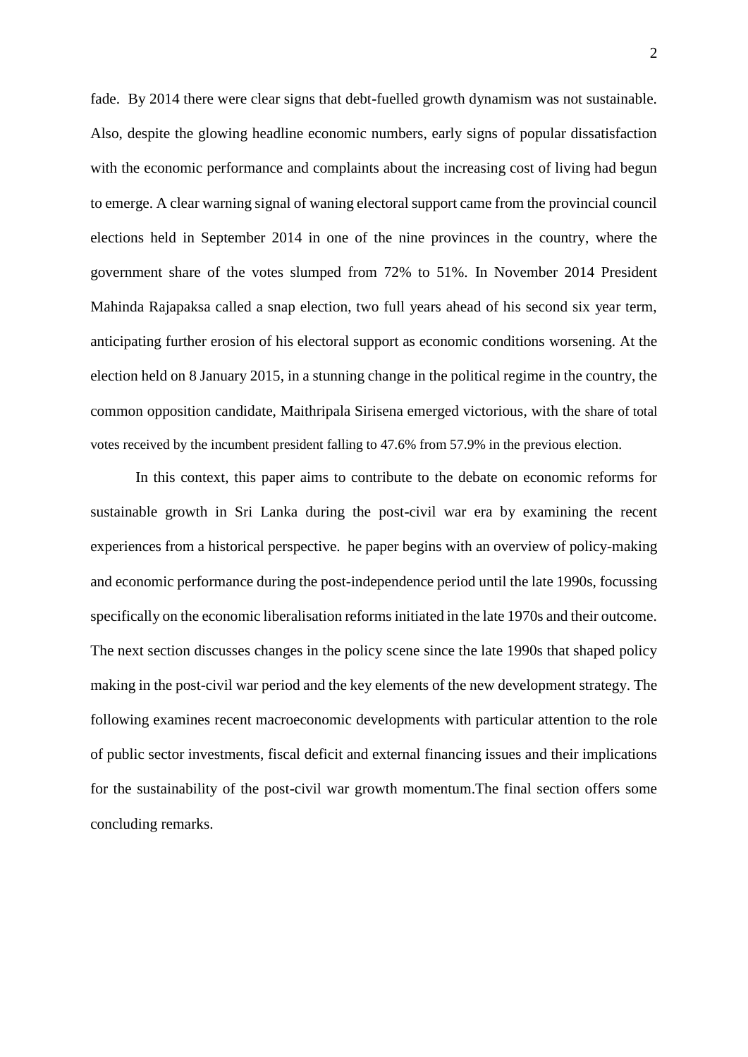fade. By 2014 there were clear signs that debt-fuelled growth dynamism was not sustainable. Also, despite the glowing headline economic numbers, early signs of popular dissatisfaction with the economic performance and complaints about the increasing cost of living had begun to emerge. A clear warning signal of waning electoral support came from the provincial council elections held in September 2014 in one of the nine provinces in the country, where the government share of the votes slumped from 72% to 51%. In November 2014 President Mahinda Rajapaksa called a snap election, two full years ahead of his second six year term, anticipating further erosion of his electoral support as economic conditions worsening. At the election held on 8 January 2015, in a stunning change in the political regime in the country, the common opposition candidate, Maithripala Sirisena emerged victorious, with the share of total votes received by the incumbent president falling to 47.6% from 57.9% in the previous election.

In this context, this paper aims to contribute to the debate on economic reforms for sustainable growth in Sri Lanka during the post-civil war era by examining the recent experiences from a historical perspective. he paper begins with an overview of policy-making and economic performance during the post-independence period until the late 1990s, focussing specifically on the economic liberalisation reforms initiated in the late 1970s and their outcome. The next section discusses changes in the policy scene since the late 1990s that shaped policy making in the post-civil war period and the key elements of the new development strategy. The following examines recent macroeconomic developments with particular attention to the role of public sector investments, fiscal deficit and external financing issues and their implications for the sustainability of the post-civil war growth momentum.The final section offers some concluding remarks.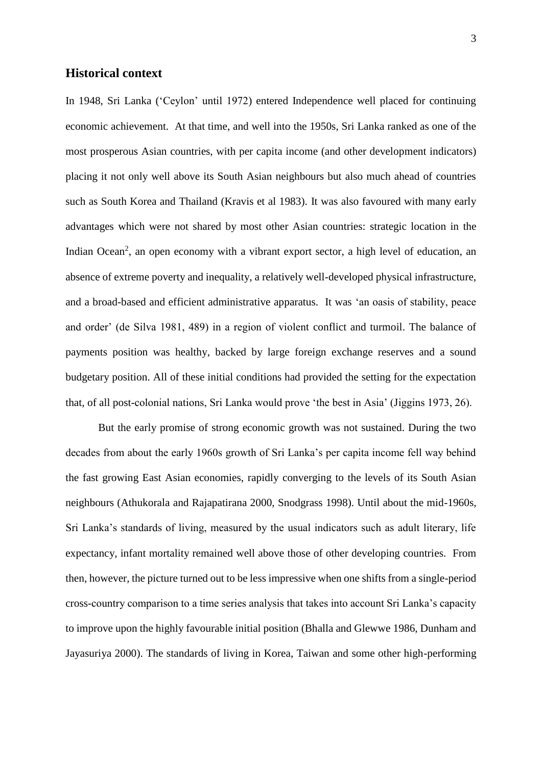## Historical context

In 1948, Sri Lanka ('Ceylon' until 1972) entered Independence well placed for continuing economic achievement. At that time, and well into the 1950s, Sri Lanka ranked as one of the most prosperous Asian countries, with per capita income (and other development indicators) placing it not only well above its South Asian neighbours but also much ahead of countries such as South Korea and Thailand (Kravis et al 1983). It was also favoured with many early advantages which were not shared by most other Asian countries: strategic location in the Indian Ocean[2], an open economy with a vibrant export sector, a high level of education, an absence of extreme poverty and inequality, a relatively well-developed physical infrastructure, and a broad-based and efficient administrative apparatus. It was 'an oasis of stability, peace and order' (de Silva 1981, 489) in a region of violent conflict and turmoil. The balance of payments position was healthy, backed by large foreign exchange reserves and a sound budgetary position. All of these initial conditions had provided the setting for the expectation that, of all post-colonial nations, Sri Lanka would prove 'the best in Asia' (Jiggins 1973, 26).

But the early promise of strong economic growth was not sustained. During the two decades from about the early 1960s growth of Sri Lanka's per capita income fell way behind the fast growing East Asian economies, rapidly converging to the levels of its South Asian neighbours (Athukorala and Rajapatirana 2000, Snodgrass 1998). Until about the mid-1960s, Sri Lanka's standards of living, measured by the usual indicators such as adult literary, life expectancy, infant mortality remained well above those of other developing countries. From then, however, the picture turned out to be less impressive when one shifts from a single-period cross-country comparison to a time series analysis that takes into account Sri Lanka's capacity to improve upon the highly favourable initial position (Bhalla and Glewwe 1986, Dunham and Jayasuriya 2000). The standards of living in Korea, Taiwan and some other high-performing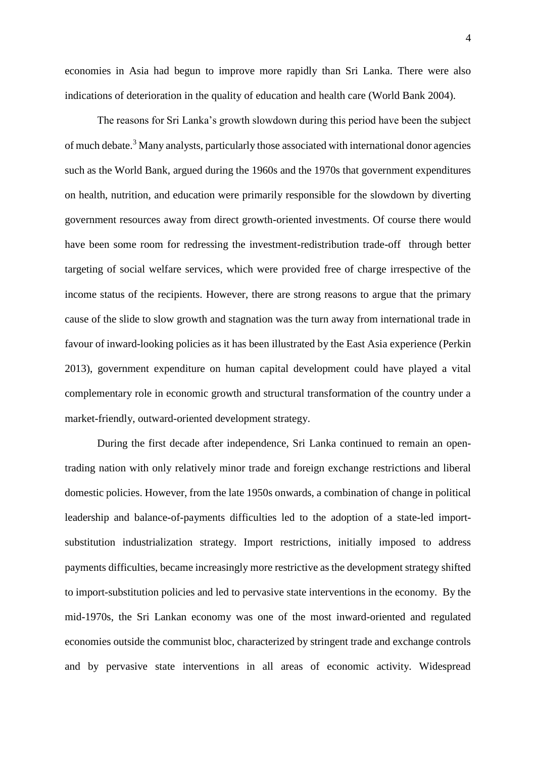economies in Asia had begun to improve more rapidly than Sri Lanka. There were also indications of deterioration in the quality of education and health care (World Bank 2004).

The reasons for Sri Lanka's growth slowdown during this period have been the subject of much debate.[3] Many analysts, particularly those associated with international donor agencies such as the World Bank, argued during the 1960s and the 1970s that government expenditures on health, nutrition, and education were primarily responsible for the slowdown by diverting government resources away from direct growth-oriented investments. Of course there would have been some room for redressing the investment-redistribution trade-off through better targeting of social welfare services, which were provided free of charge irrespective of the income status of the recipients. However, there are strong reasons to argue that the primary cause of the slide to slow growth and stagnation was the turn away from international trade in favour of inward-looking policies as it has been illustrated by the East Asia experience (Perkin 2013), government expenditure on human capital development could have played a vital complementary role in economic growth and structural transformation of the country under a market-friendly, outward-oriented development strategy.

During the first decade after independence, Sri Lanka continued to remain an open-trading nation with only relatively minor trade and foreign exchange restrictions and liberal domestic policies. However, from the late 1950s onwards, a combination of change in political leadership and balance-of-payments difficulties led to the adoption of a state-led import-substitution industrialization strategy. Import restrictions, initially imposed to address payments difficulties, became increasingly more restrictive as the development strategy shifted to import-substitution policies and led to pervasive state interventions in the economy. By the mid-1970s, the Sri Lankan economy was one of the most inward-oriented and regulated economies outside the communist bloc, characterized by stringent trade and exchange controls and by pervasive state interventions in all areas of economic activity. Widespread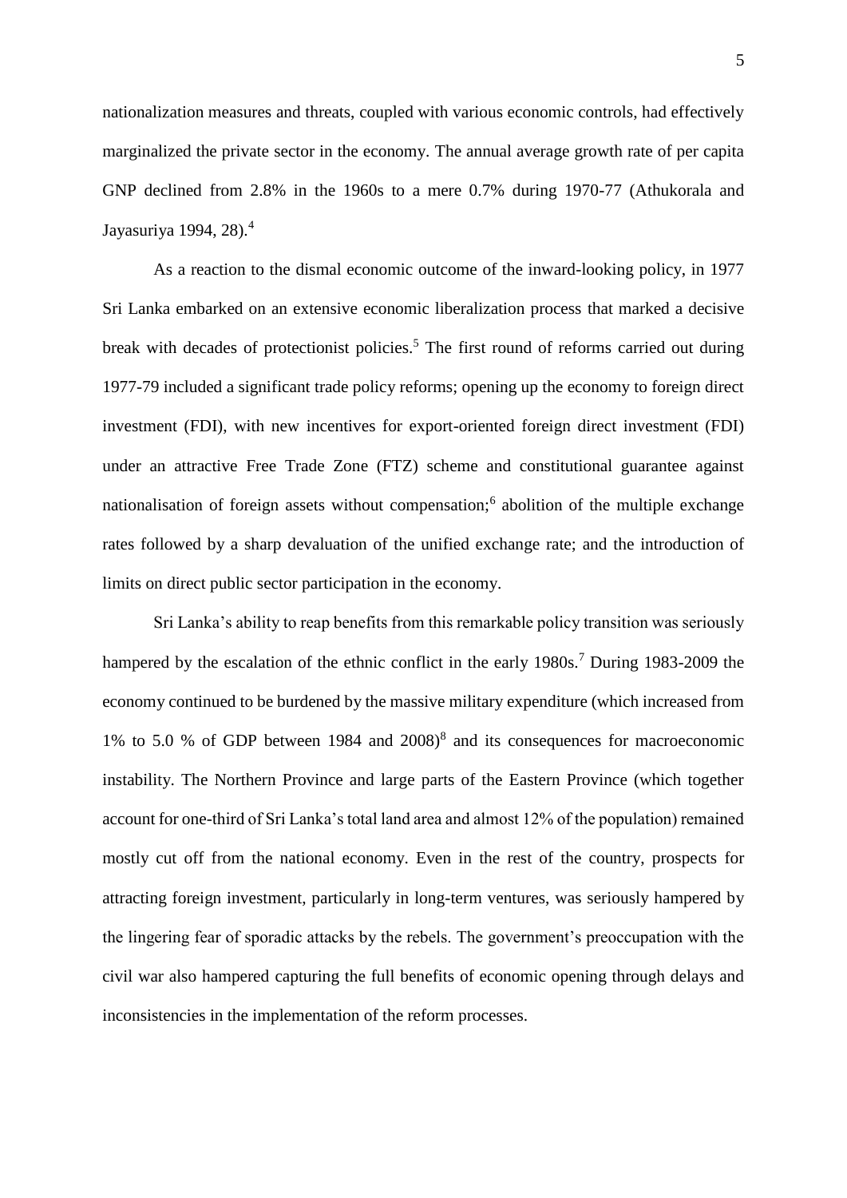nationalization measures and threats, coupled with various economic controls, had effectively marginalized the private sector in the economy. The annual average growth rate of per capita GNP declined from 2.8% in the 1960s to a mere 0.7% during 1970-77 (Athukorala and Jayasuriya 1994, 28).[4]

As a reaction to the dismal economic outcome of the inward-looking policy, in 1977 Sri Lanka embarked on an extensive economic liberalization process that marked a decisive break with decades of protectionist policies.[5] The first round of reforms carried out during 1977-79 included a significant trade policy reforms; opening up the economy to foreign direct investment (FDI), with new incentives for export-oriented foreign direct investment (FDI) under an attractive Free Trade Zone (FTZ) scheme and constitutional guarantee against nationalisation of foreign assets without compensation;[6] abolition of the multiple exchange rates followed by a sharp devaluation of the unified exchange rate; and the introduction of limits on direct public sector participation in the economy.

Sri Lanka's ability to reap benefits from this remarkable policy transition was seriously hampered by the escalation of the ethnic conflict in the early 1980s.[7] During 1983-2009 the economy continued to be burdened by the massive military expenditure (which increased from 1% to 5.0 % of GDP between 1984 and 2008)[8] and its consequences for macroeconomic instability. The Northern Province and large parts of the Eastern Province (which together account for one-third of Sri Lanka's total land area and almost 12% of the population) remained mostly cut off from the national economy. Even in the rest of the country, prospects for attracting foreign investment, particularly in long-term ventures, was seriously hampered by the lingering fear of sporadic attacks by the rebels. The government's preoccupation with the civil war also hampered capturing the full benefits of economic opening through delays and inconsistencies in the implementation of the reform processes.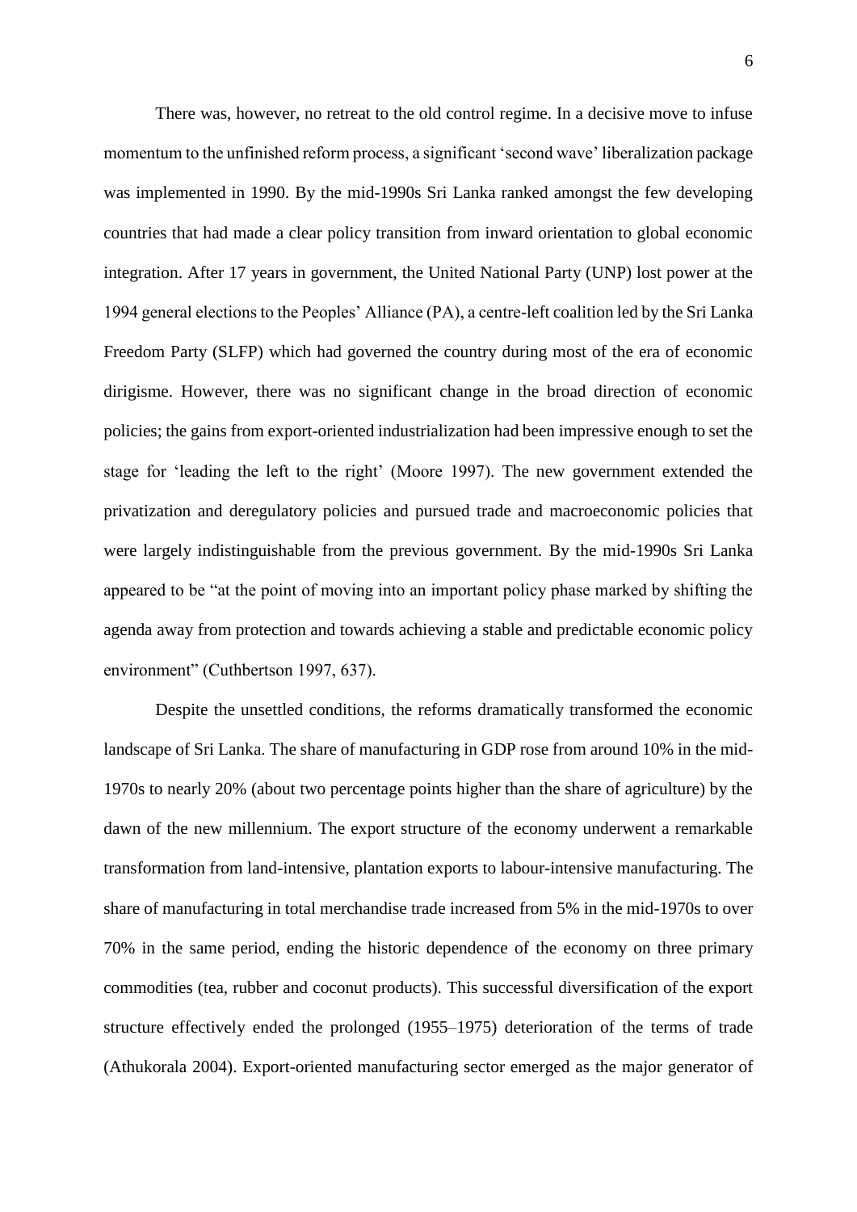There was, however, no retreat to the old control regime. In a decisive move to infuse momentum to the unfinished reform process, a significant 'second wave' liberalization package was implemented in 1990. By the mid-1990s Sri Lanka ranked amongst the few developing countries that had made a clear policy transition from inward orientation to global economic integration. After 17 years in government, the United National Party (UNP) lost power at the 1994 general elections to the Peoples' Alliance (PA), a centre-left coalition led by the Sri Lanka Freedom Party (SLFP) which had governed the country during most of the era of economic dirigisme. However, there was no significant change in the broad direction of economic policies; the gains from export-oriented industrialization had been impressive enough to set the stage for 'leading the left to the right' (Moore 1997). The new government extended the privatization and deregulatory policies and pursued trade and macroeconomic policies that were largely indistinguishable from the previous government. By the mid-1990s Sri Lanka appeared to be "at the point of moving into an important policy phase marked by shifting the agenda away from protection and towards achieving a stable and predictable economic policy environment" (Cuthbertson 1997, 637).

Despite the unsettled conditions, the reforms dramatically transformed the economic landscape of Sri Lanka. The share of manufacturing in GDP rose from around 10% in the mid-1970s to nearly 20% (about two percentage points higher than the share of agriculture) by the dawn of the new millennium. The export structure of the economy underwent a remarkable transformation from land-intensive, plantation exports to labour-intensive manufacturing. The share of manufacturing in total merchandise trade increased from 5% in the mid-1970s to over 70% in the same period, ending the historic dependence of the economy on three primary commodities (tea, rubber and coconut products). This successful diversification of the export structure effectively ended the prolonged (1955–1975) deterioration of the terms of trade (Athukorala 2004). Export-oriented manufacturing sector emerged as the major generator of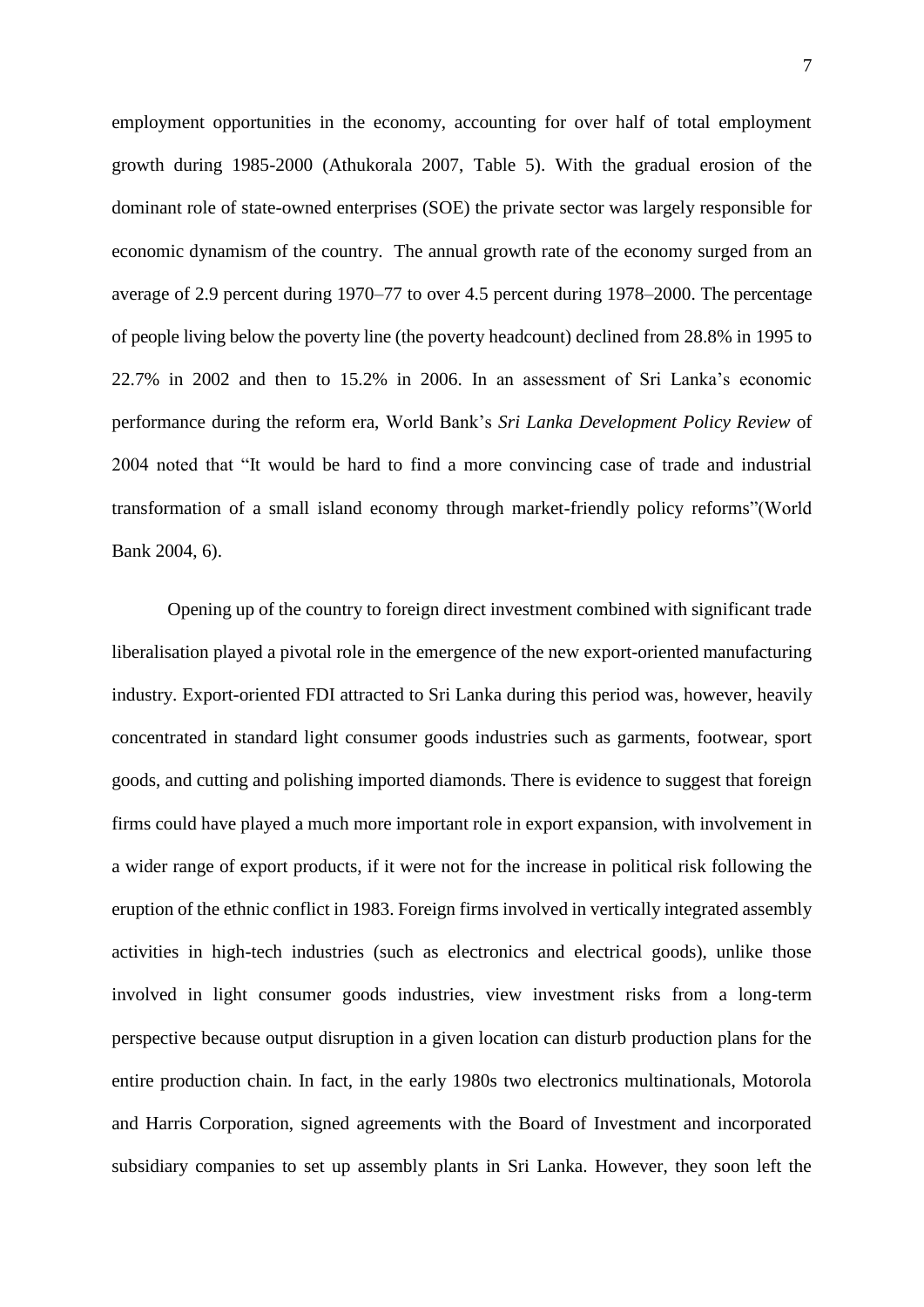employment opportunities in the economy, accounting for over half of total employment growth during 1985-2000 (Athukorala 2007, Table 5). With the gradual erosion of the dominant role of state-owned enterprises (SOE) the private sector was largely responsible for economic dynamism of the country. The annual growth rate of the economy surged from an average of 2.9 percent during 1970–77 to over 4.5 percent during 1978–2000. The percentage of people living below the poverty line (the poverty headcount) declined from 28.8% in 1995 to 22.7% in 2002 and then to 15.2% in 2006. In an assessment of Sri Lanka's economic performance during the reform era, World Bank's *Sri Lanka Development Policy Review* of 2004 noted that "It would be hard to find a more convincing case of trade and industrial transformation of a small island economy through market-friendly policy reforms"(World Bank 2004, 6).

Opening up of the country to foreign direct investment combined with significant trade liberalisation played a pivotal role in the emergence of the new export-oriented manufacturing industry. Export-oriented FDI attracted to Sri Lanka during this period was, however, heavily concentrated in standard light consumer goods industries such as garments, footwear, sport goods, and cutting and polishing imported diamonds. There is evidence to suggest that foreign firms could have played a much more important role in export expansion, with involvement in a wider range of export products, if it were not for the increase in political risk following the eruption of the ethnic conflict in 1983. Foreign firms involved in vertically integrated assembly activities in high-tech industries (such as electronics and electrical goods), unlike those involved in light consumer goods industries, view investment risks from a long-term perspective because output disruption in a given location can disturb production plans for the entire production chain. In fact, in the early 1980s two electronics multinationals, Motorola and Harris Corporation, signed agreements with the Board of Investment and incorporated subsidiary companies to set up assembly plants in Sri Lanka. However, they soon left the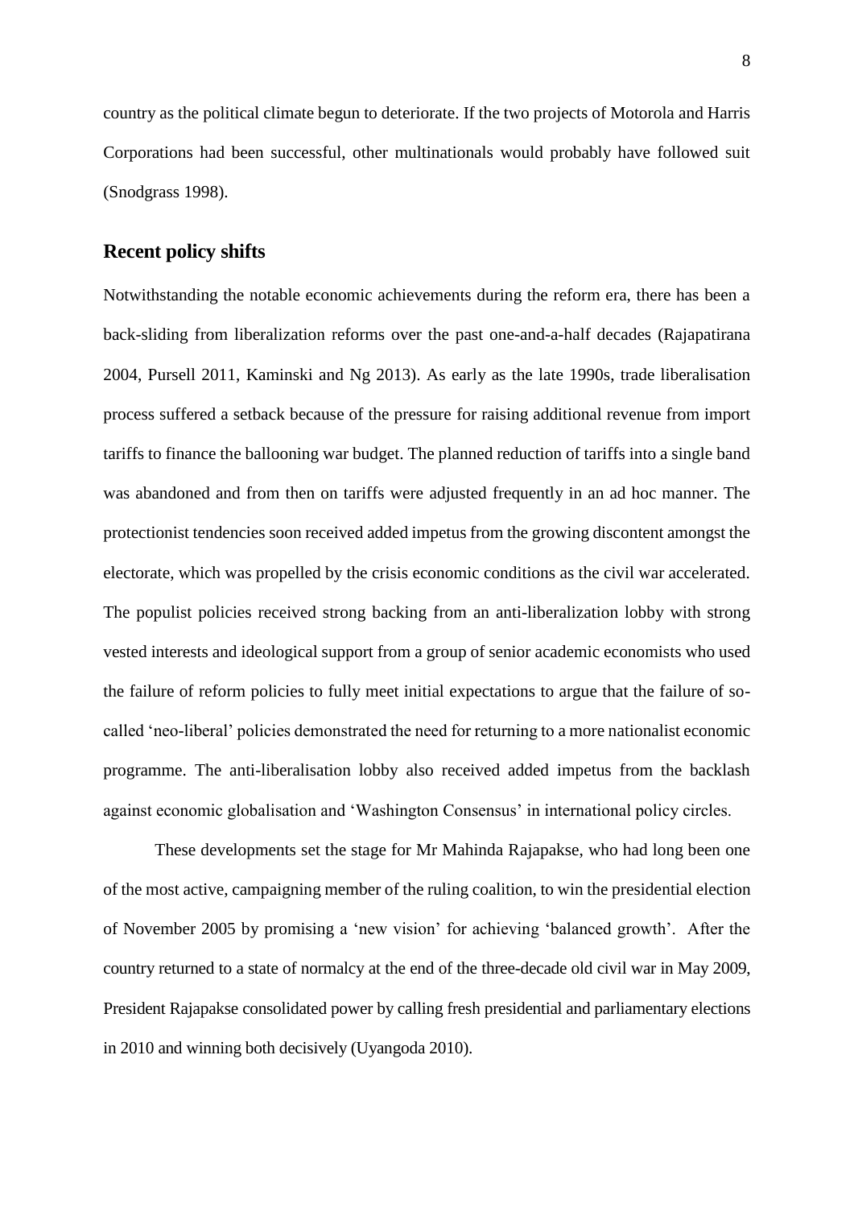country as the political climate begun to deteriorate. If the two projects of Motorola and Harris Corporations had been successful, other multinationals would probably have followed suit (Snodgrass 1998).

## Recent policy shifts

Notwithstanding the notable economic achievements during the reform era, there has been a back-sliding from liberalization reforms over the past one-and-a-half decades (Rajapatirana 2004, Pursell 2011, Kaminski and Ng 2013). As early as the late 1990s, trade liberalisation process suffered a setback because of the pressure for raising additional revenue from import tariffs to finance the ballooning war budget. The planned reduction of tariffs into a single band was abandoned and from then on tariffs were adjusted frequently in an ad hoc manner. The protectionist tendencies soon received added impetus from the growing discontent amongst the electorate, which was propelled by the crisis economic conditions as the civil war accelerated. The populist policies received strong backing from an anti-liberalization lobby with strong vested interests and ideological support from a group of senior academic economists who used the failure of reform policies to fully meet initial expectations to argue that the failure of so-called 'neo-liberal' policies demonstrated the need for returning to a more nationalist economic programme. The anti-liberalisation lobby also received added impetus from the backlash against economic globalisation and 'Washington Consensus' in international policy circles.

These developments set the stage for Mr Mahinda Rajapakse, who had long been one of the most active, campaigning member of the ruling coalition, to win the presidential election of November 2005 by promising a 'new vision' for achieving 'balanced growth'. After the country returned to a state of normalcy at the end of the three-decade old civil war in May 2009, President Rajapakse consolidated power by calling fresh presidential and parliamentary elections in 2010 and winning both decisively (Uyangoda 2010).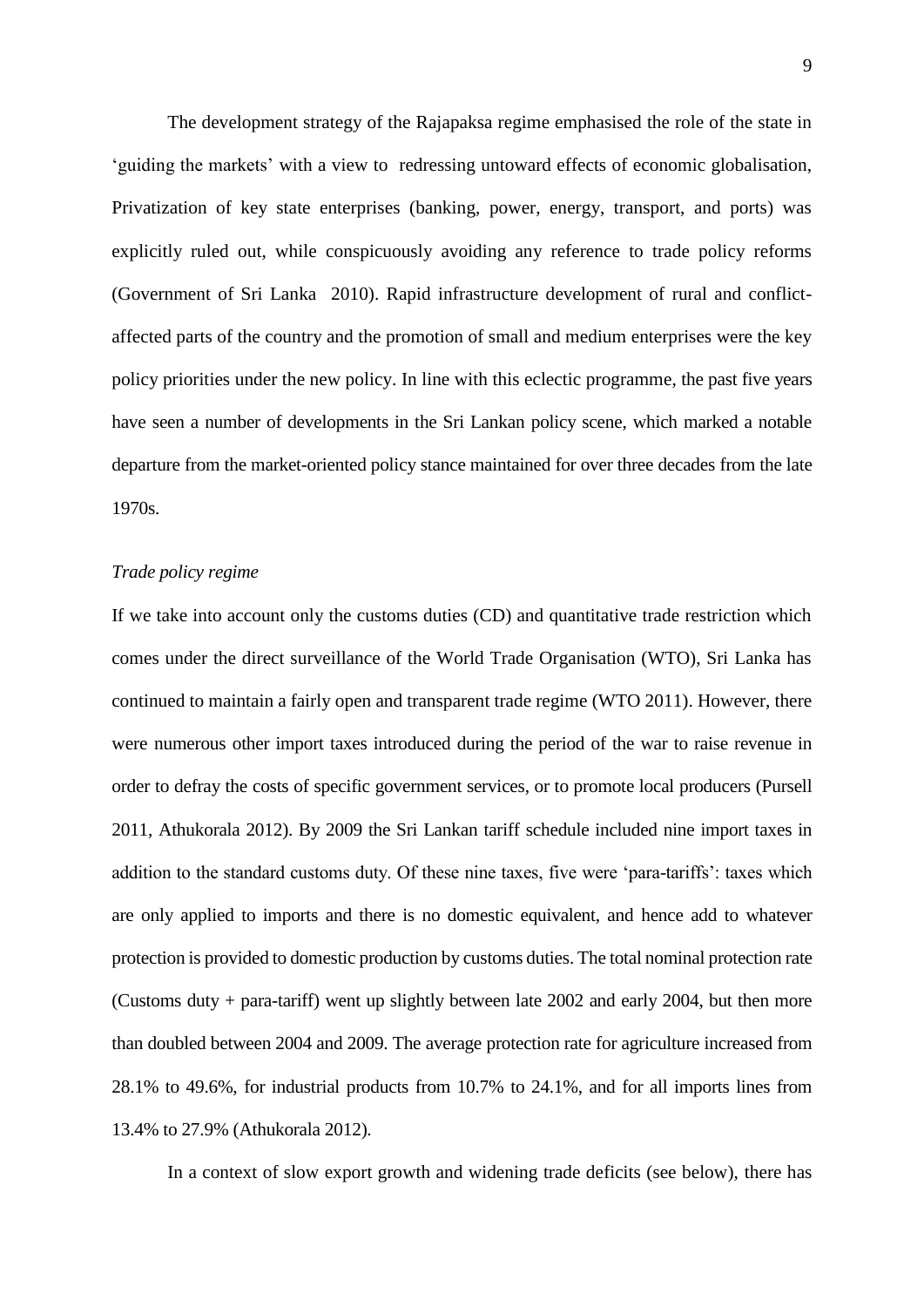The development strategy of the Rajapaksa regime emphasised the role of the state in 'guiding the markets' with a view to redressing untoward effects of economic globalisation, Privatization of key state enterprises (banking, power, energy, transport, and ports) was explicitly ruled out, while conspicuously avoiding any reference to trade policy reforms (Government of Sri Lanka 2010). Rapid infrastructure development of rural and conflict-affected parts of the country and the promotion of small and medium enterprises were the key policy priorities under the new policy. In line with this eclectic programme, the past five years have seen a number of developments in the Sri Lankan policy scene, which marked a notable departure from the market-oriented policy stance maintained for over three decades from the late 1970s.

*Trade policy regime*

If we take into account only the customs duties (CD) and quantitative trade restriction which comes under the direct surveillance of the World Trade Organisation (WTO), Sri Lanka has continued to maintain a fairly open and transparent trade regime (WTO 2011). However, there were numerous other import taxes introduced during the period of the war to raise revenue in order to defray the costs of specific government services, or to promote local producers (Pursell 2011, Athukorala 2012). By 2009 the Sri Lankan tariff schedule included nine import taxes in addition to the standard customs duty. Of these nine taxes, five were 'para-tariffs': taxes which are only applied to imports and there is no domestic equivalent, and hence add to whatever protection is provided to domestic production by customs duties. The total nominal protection rate (Customs duty + para-tariff) went up slightly between late 2002 and early 2004, but then more than doubled between 2004 and 2009. The average protection rate for agriculture increased from 28.1% to 49.6%, for industrial products from 10.7% to 24.1%, and for all imports lines from 13.4% to 27.9% (Athukorala 2012).

In a context of slow export growth and widening trade deficits (see below), there has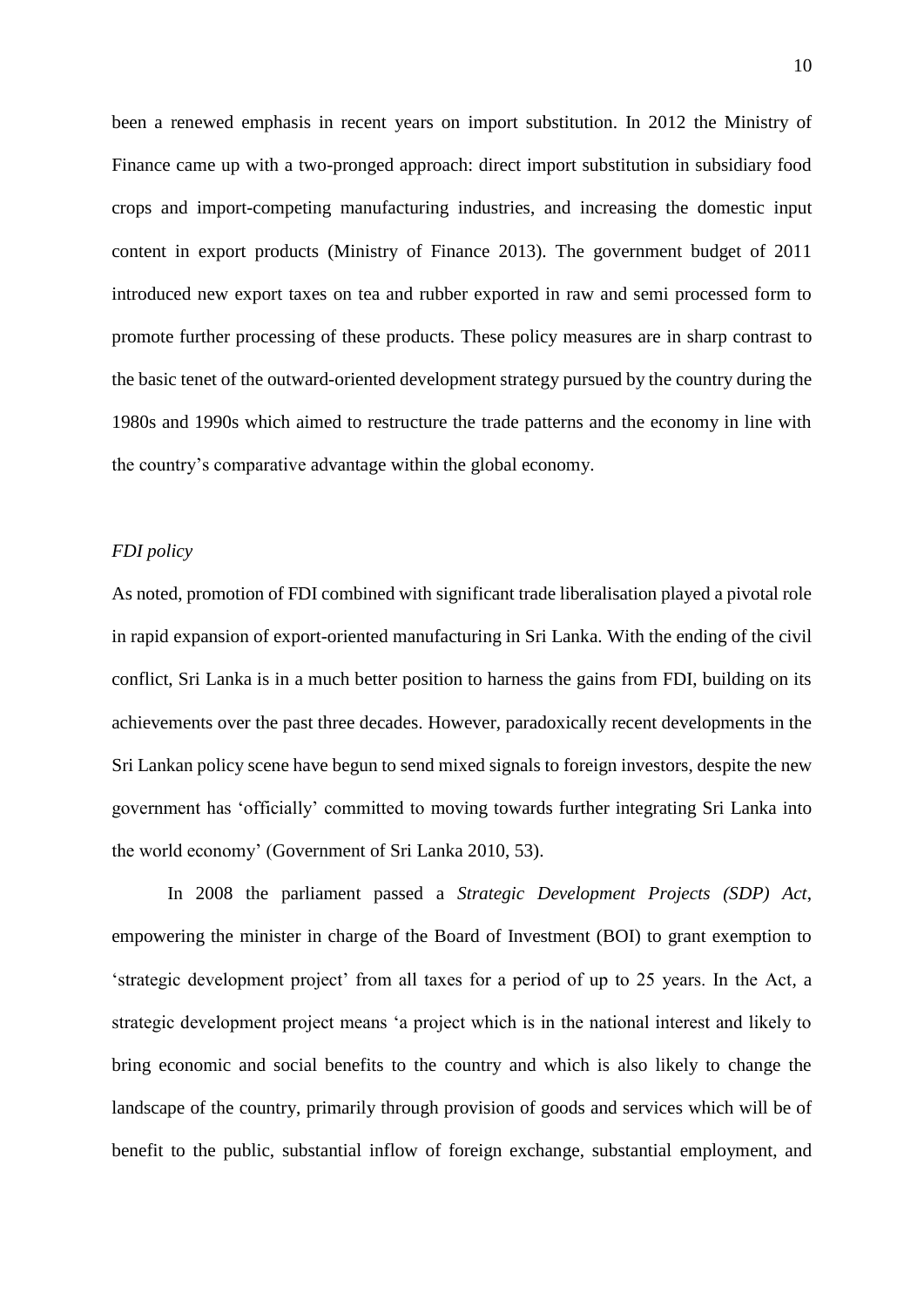been a renewed emphasis in recent years on import substitution. In 2012 the Ministry of Finance came up with a two-pronged approach: direct import substitution in subsidiary food crops and import-competing manufacturing industries, and increasing the domestic input content in export products (Ministry of Finance 2013). The government budget of 2011 introduced new export taxes on tea and rubber exported in raw and semi processed form to promote further processing of these products. These policy measures are in sharp contrast to the basic tenet of the outward-oriented development strategy pursued by the country during the 1980s and 1990s which aimed to restructure the trade patterns and the economy in line with the country's comparative advantage within the global economy.

*FDI policy*

As noted, promotion of FDI combined with significant trade liberalisation played a pivotal role in rapid expansion of export-oriented manufacturing in Sri Lanka. With the ending of the civil conflict, Sri Lanka is in a much better position to harness the gains from FDI, building on its achievements over the past three decades. However, paradoxically recent developments in the Sri Lankan policy scene have begun to send mixed signals to foreign investors, despite the new government has 'officially' committed to moving towards further integrating Sri Lanka into the world economy' (Government of Sri Lanka 2010, 53).

In 2008 the parliament passed a *Strategic Development Projects (SDP) Act*, empowering the minister in charge of the Board of Investment (BOI) to grant exemption to 'strategic development project' from all taxes for a period of up to 25 years. In the Act, a strategic development project means 'a project which is in the national interest and likely to bring economic and social benefits to the country and which is also likely to change the landscape of the country, primarily through provision of goods and services which will be of benefit to the public, substantial inflow of foreign exchange, substantial employment, and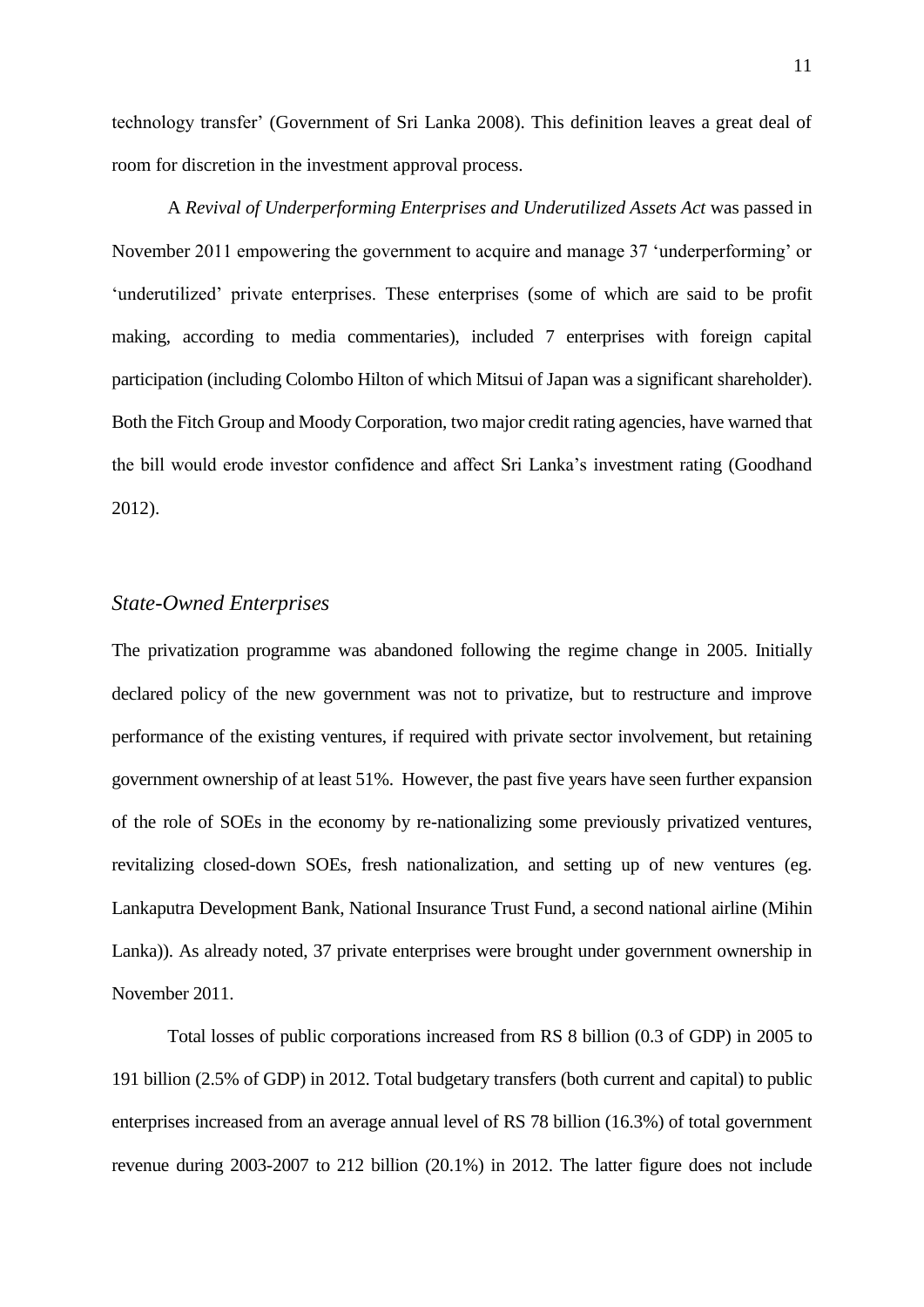technology transfer' (Government of Sri Lanka 2008). This definition leaves a great deal of room for discretion in the investment approval process.

A *Revival of Underperforming Enterprises and Underutilized Assets Act* was passed in November 2011 empowering the government to acquire and manage 37 'underperforming' or 'underutilized' private enterprises. These enterprises (some of which are said to be profit making, according to media commentaries), included 7 enterprises with foreign capital participation (including Colombo Hilton of which Mitsui of Japan was a significant shareholder). Both the Fitch Group and Moody Corporation, two major credit rating agencies, have warned that the bill would erode investor confidence and affect Sri Lanka's investment rating (Goodhand 2012).

### *State-Owned Enterprises*

The privatization programme was abandoned following the regime change in 2005. Initially declared policy of the new government was not to privatize, but to restructure and improve performance of the existing ventures, if required with private sector involvement, but retaining government ownership of at least 51%. However, the past five years have seen further expansion of the role of SOEs in the economy by re-nationalizing some previously privatized ventures, revitalizing closed-down SOEs, fresh nationalization, and setting up of new ventures (eg. Lankaputra Development Bank, National Insurance Trust Fund, a second national airline (Mihin Lanka)). As already noted, 37 private enterprises were brought under government ownership in November 2011.

Total losses of public corporations increased from RS 8 billion (0.3 of GDP) in 2005 to 191 billion (2.5% of GDP) in 2012. Total budgetary transfers (both current and capital) to public enterprises increased from an average annual level of RS 78 billion (16.3%) of total government revenue during 2003-2007 to 212 billion (20.1%) in 2012. The latter figure does not include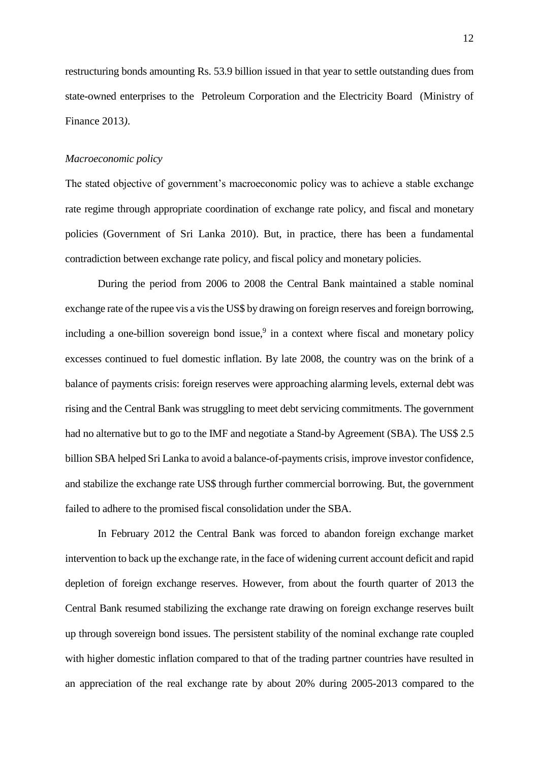restructuring bonds amounting Rs. 53.9 billion issued in that year to settle outstanding dues from state-owned enterprises to the Petroleum Corporation and the Electricity Board (Ministry of Finance 2013*)*.

*Macroeconomic policy*

The stated objective of government's macroeconomic policy was to achieve a stable exchange rate regime through appropriate coordination of exchange rate policy, and fiscal and monetary policies (Government of Sri Lanka 2010). But, in practice, there has been a fundamental contradiction between exchange rate policy, and fiscal policy and monetary policies.

During the period from 2006 to 2008 the Central Bank maintained a stable nominal exchange rate of the rupee vis a vis the US$ by drawing on foreign reserves and foreign borrowing, including a one-billion sovereign bond issue,[9] in a context where fiscal and monetary policy excesses continued to fuel domestic inflation. By late 2008, the country was on the brink of a balance of payments crisis: foreign reserves were approaching alarming levels, external debt was rising and the Central Bank was struggling to meet debt servicing commitments. The government had no alternative but to go to the IMF and negotiate a Stand-by Agreement (SBA). The US$ 2.5 billion SBA helped Sri Lanka to avoid a balance-of-payments crisis, improve investor confidence, and stabilize the exchange rate US$ through further commercial borrowing. But, the government failed to adhere to the promised fiscal consolidation under the SBA.

In February 2012 the Central Bank was forced to abandon foreign exchange market intervention to back up the exchange rate, in the face of widening current account deficit and rapid depletion of foreign exchange reserves. However, from about the fourth quarter of 2013 the Central Bank resumed stabilizing the exchange rate drawing on foreign exchange reserves built up through sovereign bond issues. The persistent stability of the nominal exchange rate coupled with higher domestic inflation compared to that of the trading partner countries have resulted in an appreciation of the real exchange rate by about 20% during 2005-2013 compared to the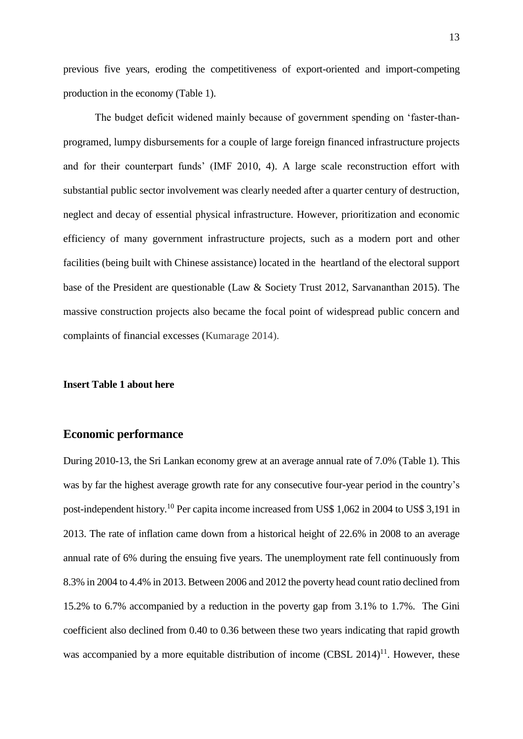previous five years, eroding the competitiveness of export-oriented and import-competing production in the economy (Table 1).

The budget deficit widened mainly because of government spending on 'faster-than-programed, lumpy disbursements for a couple of large foreign financed infrastructure projects and for their counterpart funds' (IMF 2010, 4). A large scale reconstruction effort with substantial public sector involvement was clearly needed after a quarter century of destruction, neglect and decay of essential physical infrastructure. However, prioritization and economic efficiency of many government infrastructure projects, such as a modern port and other facilities (being built with Chinese assistance) located in the heartland of the electoral support base of the President are questionable (Law & Society Trust 2012, Sarvananthan 2015). The massive construction projects also became the focal point of widespread public concern and complaints of financial excesses (Kumarage 2014).

**Insert Table 1 about here**

## Economic performance

During 2010-13, the Sri Lankan economy grew at an average annual rate of 7.0% (Table 1). This was by far the highest average growth rate for any consecutive four-year period in the country's post-independent history.[10] Per capita income increased from US$ 1,062 in 2004 to US$ 3,191 in 2013. The rate of inflation came down from a historical height of 22.6% in 2008 to an average annual rate of 6% during the ensuing five years. The unemployment rate fell continuously from 8.3% in 2004 to 4.4% in 2013. Between 2006 and 2012 the poverty head count ratio declined from 15.2% to 6.7% accompanied by a reduction in the poverty gap from 3.1% to 1.7%. The Gini coefficient also declined from 0.40 to 0.36 between these two years indicating that rapid growth was accompanied by a more equitable distribution of income (CBSL 2014)[11]. However, these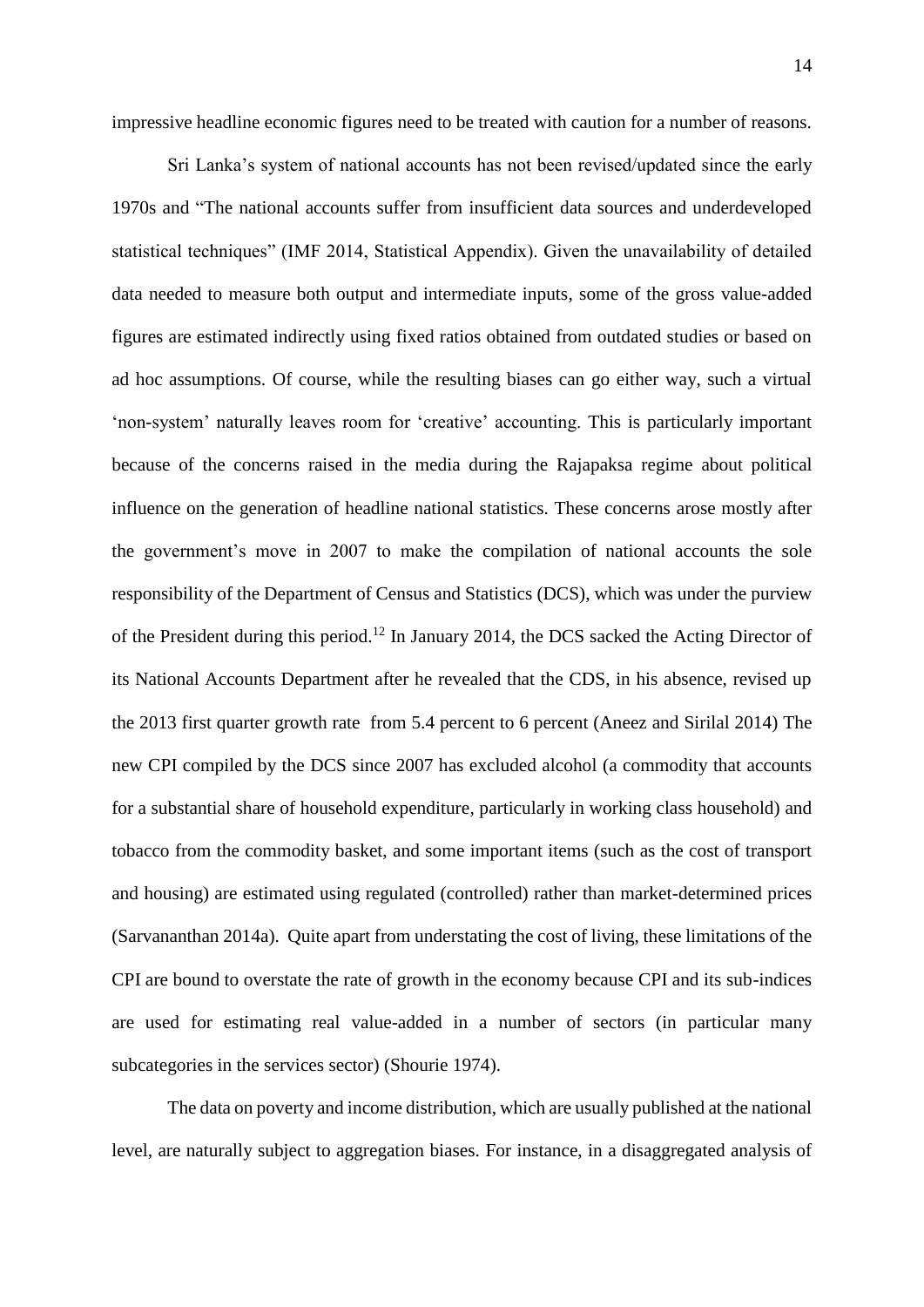impressive headline economic figures need to be treated with caution for a number of reasons.

Sri Lanka's system of national accounts has not been revised/updated since the early 1970s and "The national accounts suffer from insufficient data sources and underdeveloped statistical techniques" (IMF 2014, Statistical Appendix). Given the unavailability of detailed data needed to measure both output and intermediate inputs, some of the gross value-added figures are estimated indirectly using fixed ratios obtained from outdated studies or based on ad hoc assumptions. Of course, while the resulting biases can go either way, such a virtual 'non-system' naturally leaves room for 'creative' accounting. This is particularly important because of the concerns raised in the media during the Rajapaksa regime about political influence on the generation of headline national statistics. These concerns arose mostly after the government's move in 2007 to make the compilation of national accounts the sole responsibility of the Department of Census and Statistics (DCS), which was under the purview of the President during this period.[12] In January 2014, the DCS sacked the Acting Director of its National Accounts Department after he revealed that the CDS, in his absence, revised up the 2013 first quarter growth rate from 5.4 percent to 6 percent (Aneez and Sirilal 2014) The new CPI compiled by the DCS since 2007 has excluded alcohol (a commodity that accounts for a substantial share of household expenditure, particularly in working class household) and tobacco from the commodity basket, and some important items (such as the cost of transport and housing) are estimated using regulated (controlled) rather than market-determined prices (Sarvananthan 2014a). Quite apart from understating the cost of living, these limitations of the CPI are bound to overstate the rate of growth in the economy because CPI and its sub-indices are used for estimating real value-added in a number of sectors (in particular many subcategories in the services sector) (Shourie 1974).

The data on poverty and income distribution, which are usually published at the national level, are naturally subject to aggregation biases. For instance, in a disaggregated analysis of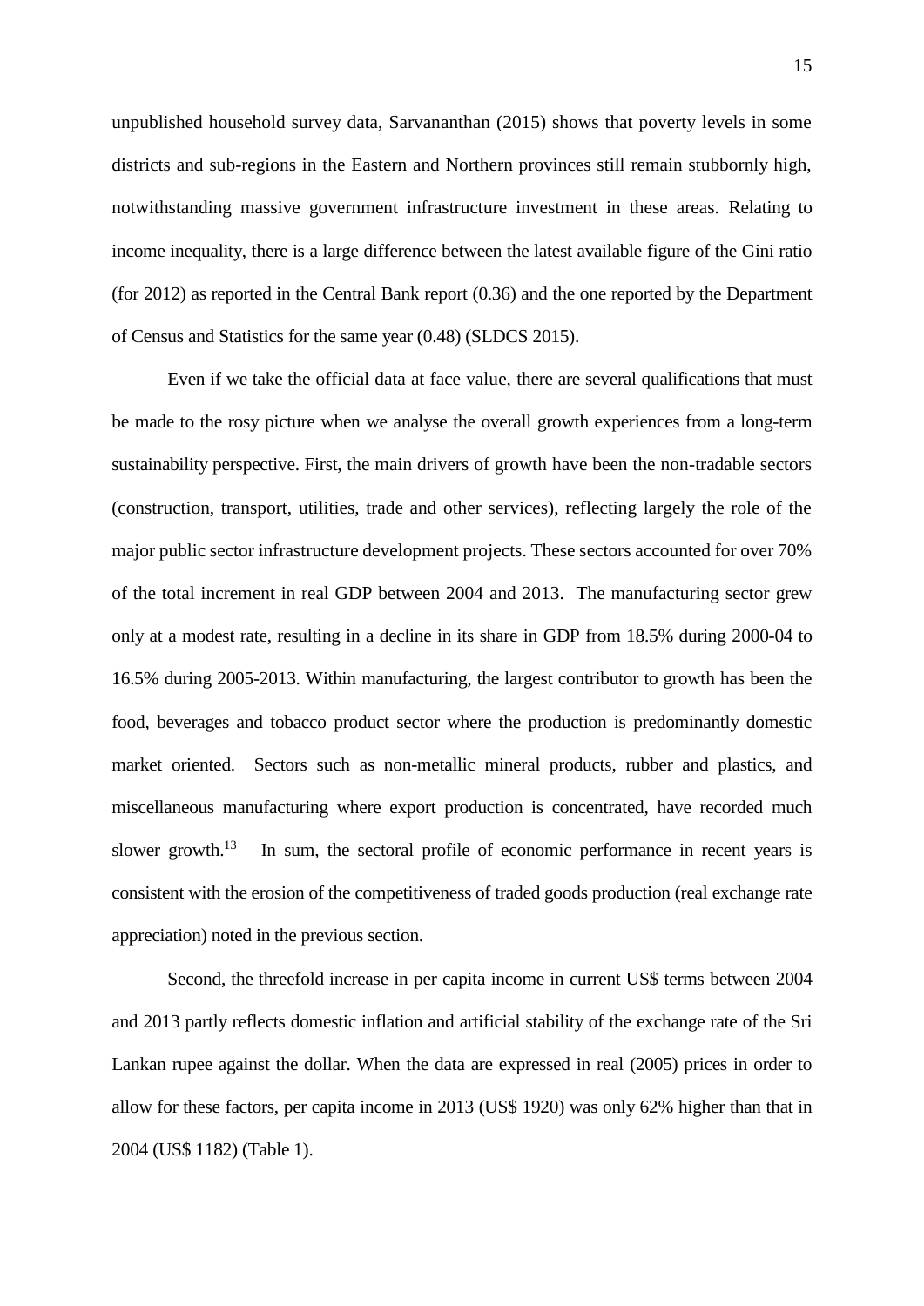unpublished household survey data, Sarvananthan (2015) shows that poverty levels in some districts and sub-regions in the Eastern and Northern provinces still remain stubbornly high, notwithstanding massive government infrastructure investment in these areas. Relating to income inequality, there is a large difference between the latest available figure of the Gini ratio (for 2012) as reported in the Central Bank report (0.36) and the one reported by the Department of Census and Statistics for the same year (0.48) (SLDCS 2015).

Even if we take the official data at face value, there are several qualifications that must be made to the rosy picture when we analyse the overall growth experiences from a long-term sustainability perspective. First, the main drivers of growth have been the non-tradable sectors (construction, transport, utilities, trade and other services), reflecting largely the role of the major public sector infrastructure development projects. These sectors accounted for over 70% of the total increment in real GDP between 2004 and 2013. The manufacturing sector grew only at a modest rate, resulting in a decline in its share in GDP from 18.5% during 2000-04 to 16.5% during 2005-2013. Within manufacturing, the largest contributor to growth has been the food, beverages and tobacco product sector where the production is predominantly domestic market oriented. Sectors such as non-metallic mineral products, rubber and plastics, and miscellaneous manufacturing where export production is concentrated, have recorded much slower growth.[13] In sum, the sectoral profile of economic performance in recent years is consistent with the erosion of the competitiveness of traded goods production (real exchange rate appreciation) noted in the previous section.

Second, the threefold increase in per capita income in current US$ terms between 2004 and 2013 partly reflects domestic inflation and artificial stability of the exchange rate of the Sri Lankan rupee against the dollar. When the data are expressed in real (2005) prices in order to allow for these factors, per capita income in 2013 (US$ 1920) was only 62% higher than that in 2004 (US$ 1182) (Table 1).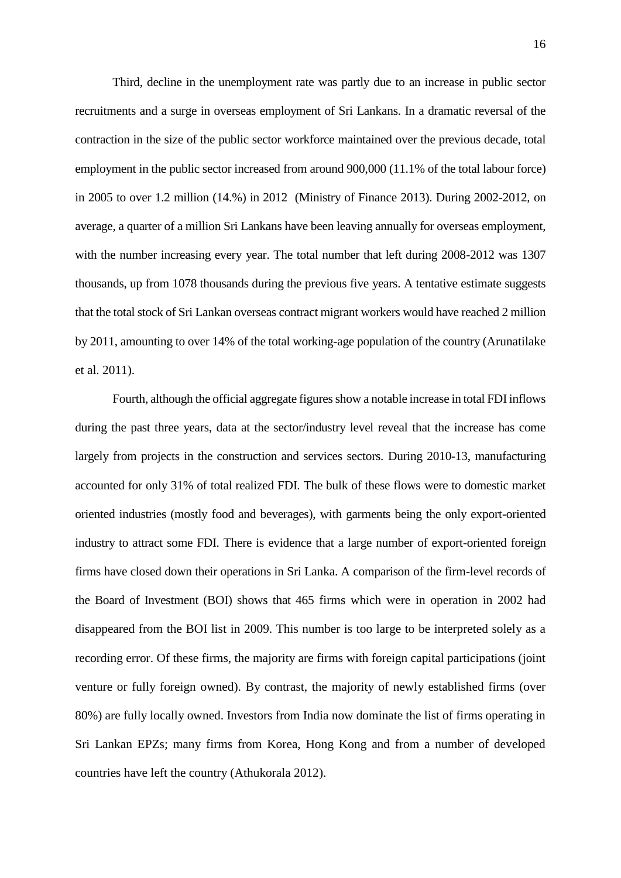Third, decline in the unemployment rate was partly due to an increase in public sector recruitments and a surge in overseas employment of Sri Lankans. In a dramatic reversal of the contraction in the size of the public sector workforce maintained over the previous decade, total employment in the public sector increased from around 900,000 (11.1% of the total labour force) in 2005 to over 1.2 million (14.%) in 2012 (Ministry of Finance 2013). During 2002-2012, on average, a quarter of a million Sri Lankans have been leaving annually for overseas employment, with the number increasing every year. The total number that left during 2008-2012 was 1307 thousands, up from 1078 thousands during the previous five years. A tentative estimate suggests that the total stock of Sri Lankan overseas contract migrant workers would have reached 2 million by 2011, amounting to over 14% of the total working-age population of the country (Arunatilake et al. 2011).

Fourth, although the official aggregate figures show a notable increase in total FDI inflows during the past three years, data at the sector/industry level reveal that the increase has come largely from projects in the construction and services sectors. During 2010-13, manufacturing accounted for only 31% of total realized FDI. The bulk of these flows were to domestic market oriented industries (mostly food and beverages), with garments being the only export-oriented industry to attract some FDI. There is evidence that a large number of export-oriented foreign firms have closed down their operations in Sri Lanka. A comparison of the firm-level records of the Board of Investment (BOI) shows that 465 firms which were in operation in 2002 had disappeared from the BOI list in 2009. This number is too large to be interpreted solely as a recording error. Of these firms, the majority are firms with foreign capital participations (joint venture or fully foreign owned). By contrast, the majority of newly established firms (over 80%) are fully locally owned. Investors from India now dominate the list of firms operating in Sri Lankan EPZs; many firms from Korea, Hong Kong and from a number of developed countries have left the country (Athukorala 2012).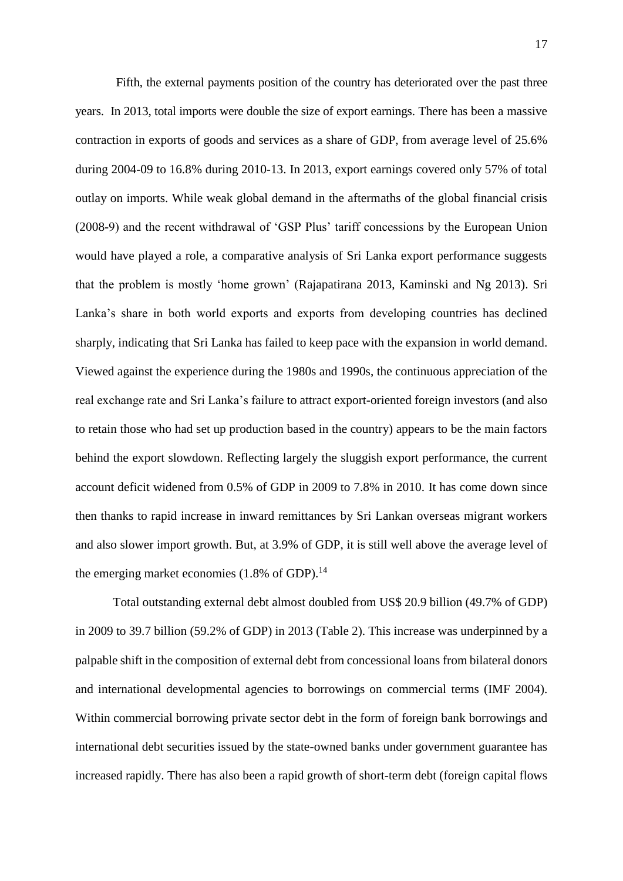Fifth, the external payments position of the country has deteriorated over the past three years. In 2013, total imports were double the size of export earnings. There has been a massive contraction in exports of goods and services as a share of GDP, from average level of 25.6% during 2004-09 to 16.8% during 2010-13. In 2013, export earnings covered only 57% of total outlay on imports. While weak global demand in the aftermaths of the global financial crisis (2008-9) and the recent withdrawal of 'GSP Plus' tariff concessions by the European Union would have played a role, a comparative analysis of Sri Lanka export performance suggests that the problem is mostly 'home grown' (Rajapatirana 2013, Kaminski and Ng 2013). Sri Lanka's share in both world exports and exports from developing countries has declined sharply, indicating that Sri Lanka has failed to keep pace with the expansion in world demand. Viewed against the experience during the 1980s and 1990s, the continuous appreciation of the real exchange rate and Sri Lanka's failure to attract export-oriented foreign investors (and also to retain those who had set up production based in the country) appears to be the main factors behind the export slowdown. Reflecting largely the sluggish export performance, the current account deficit widened from 0.5% of GDP in 2009 to 7.8% in 2010. It has come down since then thanks to rapid increase in inward remittances by Sri Lankan overseas migrant workers and also slower import growth. But, at 3.9% of GDP, it is still well above the average level of the emerging market economies (1.8% of GDP).[14]

Total outstanding external debt almost doubled from US$ 20.9 billion (49.7% of GDP) in 2009 to 39.7 billion (59.2% of GDP) in 2013 (Table 2). This increase was underpinned by a palpable shift in the composition of external debt from concessional loans from bilateral donors and international developmental agencies to borrowings on commercial terms (IMF 2004). Within commercial borrowing private sector debt in the form of foreign bank borrowings and international debt securities issued by the state-owned banks under government guarantee has increased rapidly. There has also been a rapid growth of short-term debt (foreign capital flows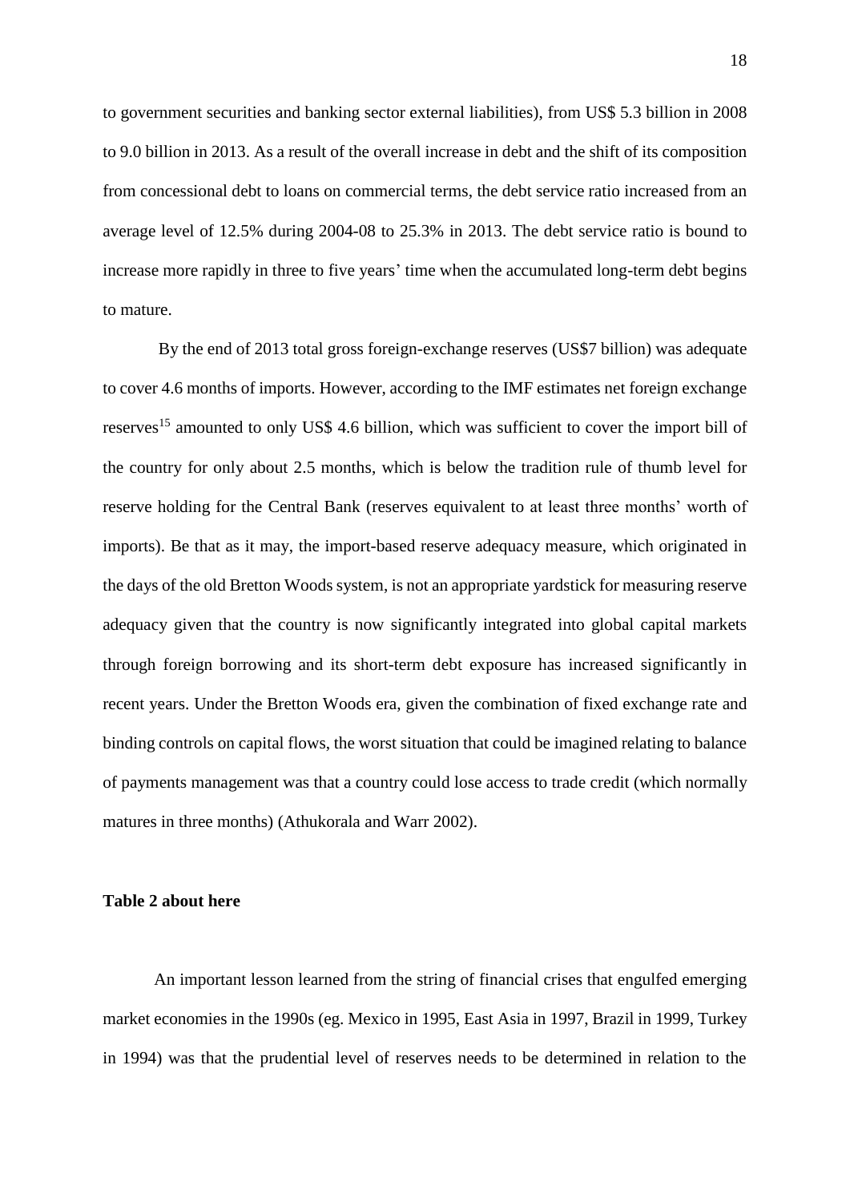to government securities and banking sector external liabilities), from US$ 5.3 billion in 2008 to 9.0 billion in 2013. As a result of the overall increase in debt and the shift of its composition from concessional debt to loans on commercial terms, the debt service ratio increased from an average level of 12.5% during 2004-08 to 25.3% in 2013. The debt service ratio is bound to increase more rapidly in three to five years' time when the accumulated long-term debt begins to mature.

By the end of 2013 total gross foreign-exchange reserves (US$7 billion) was adequate to cover 4.6 months of imports. However, according to the IMF estimates net foreign exchange reserves[15] amounted to only US$ 4.6 billion, which was sufficient to cover the import bill of the country for only about 2.5 months, which is below the tradition rule of thumb level for reserve holding for the Central Bank (reserves equivalent to at least three months' worth of imports). Be that as it may, the import-based reserve adequacy measure, which originated in the days of the old Bretton Woods system, is not an appropriate yardstick for measuring reserve adequacy given that the country is now significantly integrated into global capital markets through foreign borrowing and its short-term debt exposure has increased significantly in recent years. Under the Bretton Woods era, given the combination of fixed exchange rate and binding controls on capital flows, the worst situation that could be imagined relating to balance of payments management was that a country could lose access to trade credit (which normally matures in three months) (Athukorala and Warr 2002).

**Table 2 about here**

An important lesson learned from the string of financial crises that engulfed emerging market economies in the 1990s (eg. Mexico in 1995, East Asia in 1997, Brazil in 1999, Turkey in 1994) was that the prudential level of reserves needs to be determined in relation to the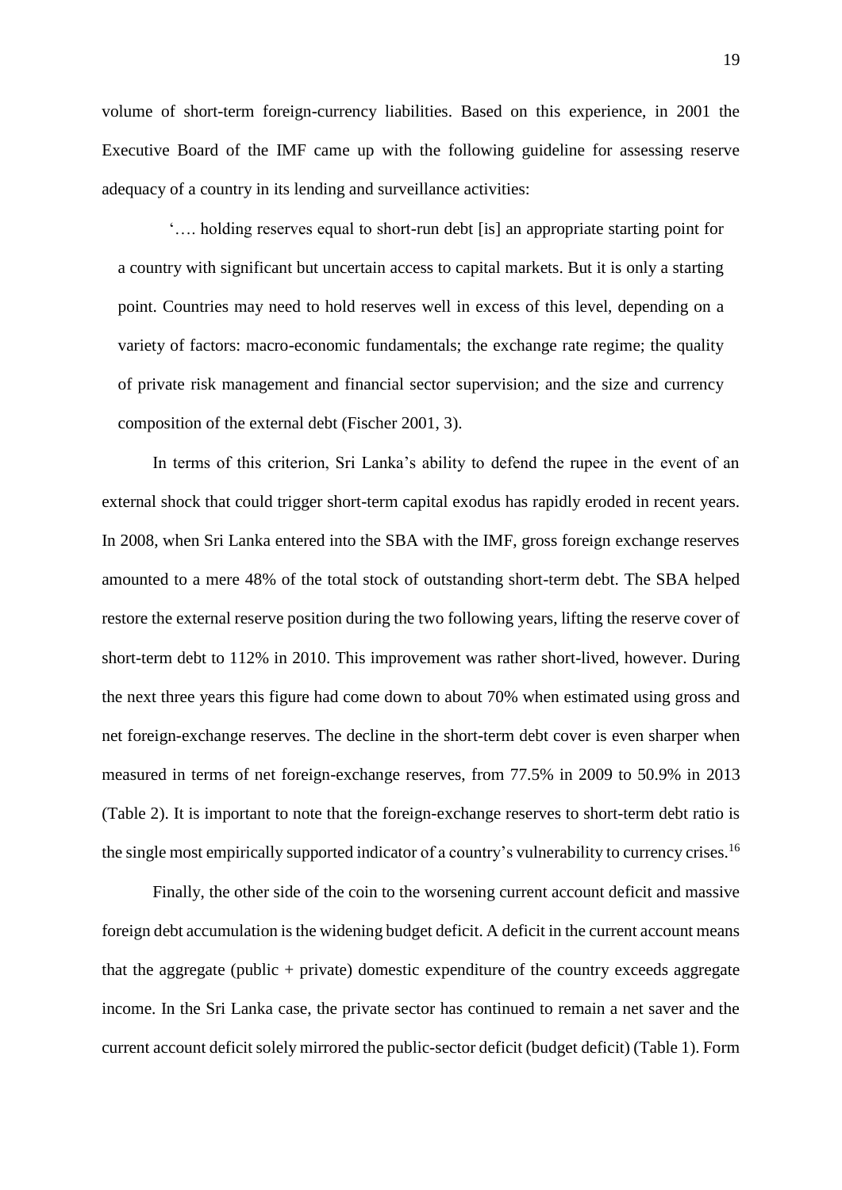volume of short-term foreign-currency liabilities. Based on this experience, in 2001 the Executive Board of the IMF came up with the following guideline for assessing reserve adequacy of a country in its lending and surveillance activities:

> '…. holding reserves equal to short-run debt [is] an appropriate starting point for a country with significant but uncertain access to capital markets. But it is only a starting point. Countries may need to hold reserves well in excess of this level, depending on a variety of factors: macro-economic fundamentals; the exchange rate regime; the quality of private risk management and financial sector supervision; and the size and currency composition of the external debt (Fischer 2001, 3).

In terms of this criterion, Sri Lanka's ability to defend the rupee in the event of an external shock that could trigger short-term capital exodus has rapidly eroded in recent years. In 2008, when Sri Lanka entered into the SBA with the IMF, gross foreign exchange reserves amounted to a mere 48% of the total stock of outstanding short-term debt. The SBA helped restore the external reserve position during the two following years, lifting the reserve cover of short-term debt to 112% in 2010. This improvement was rather short-lived, however. During the next three years this figure had come down to about 70% when estimated using gross and net foreign-exchange reserves. The decline in the short-term debt cover is even sharper when measured in terms of net foreign-exchange reserves, from 77.5% in 2009 to 50.9% in 2013 (Table 2). It is important to note that the foreign-exchange reserves to short-term debt ratio is the single most empirically supported indicator of a country's vulnerability to currency crises.[16]

Finally, the other side of the coin to the worsening current account deficit and massive foreign debt accumulation is the widening budget deficit. A deficit in the current account means that the aggregate (public + private) domestic expenditure of the country exceeds aggregate income. In the Sri Lanka case, the private sector has continued to remain a net saver and the current account deficit solely mirrored the public-sector deficit (budget deficit) (Table 1). Form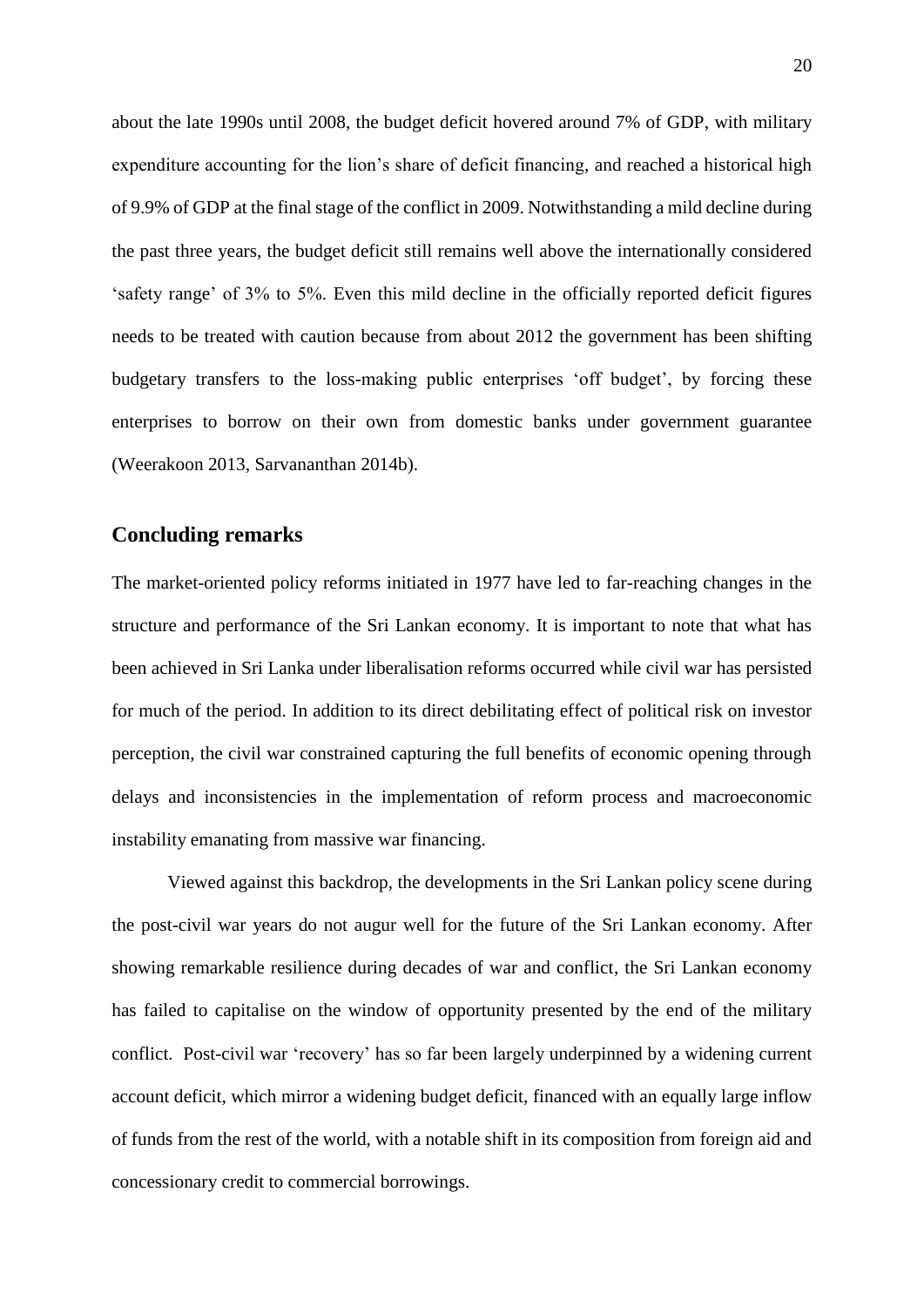about the late 1990s until 2008, the budget deficit hovered around 7% of GDP, with military expenditure accounting for the lion's share of deficit financing, and reached a historical high of 9.9% of GDP at the final stage of the conflict in 2009. Notwithstanding a mild decline during the past three years, the budget deficit still remains well above the internationally considered 'safety range' of 3% to 5%. Even this mild decline in the officially reported deficit figures needs to be treated with caution because from about 2012 the government has been shifting budgetary transfers to the loss-making public enterprises 'off budget', by forcing these enterprises to borrow on their own from domestic banks under government guarantee (Weerakoon 2013, Sarvananthan 2014b).

## Concluding remarks

The market-oriented policy reforms initiated in 1977 have led to far-reaching changes in the structure and performance of the Sri Lankan economy. It is important to note that what has been achieved in Sri Lanka under liberalisation reforms occurred while civil war has persisted for much of the period. In addition to its direct debilitating effect of political risk on investor perception, the civil war constrained capturing the full benefits of economic opening through delays and inconsistencies in the implementation of reform process and macroeconomic instability emanating from massive war financing.

Viewed against this backdrop, the developments in the Sri Lankan policy scene during the post-civil war years do not augur well for the future of the Sri Lankan economy. After showing remarkable resilience during decades of war and conflict, the Sri Lankan economy has failed to capitalise on the window of opportunity presented by the end of the military conflict. Post-civil war 'recovery' has so far been largely underpinned by a widening current account deficit, which mirror a widening budget deficit, financed with an equally large inflow of funds from the rest of the world, with a notable shift in its composition from foreign aid and concessionary credit to commercial borrowings.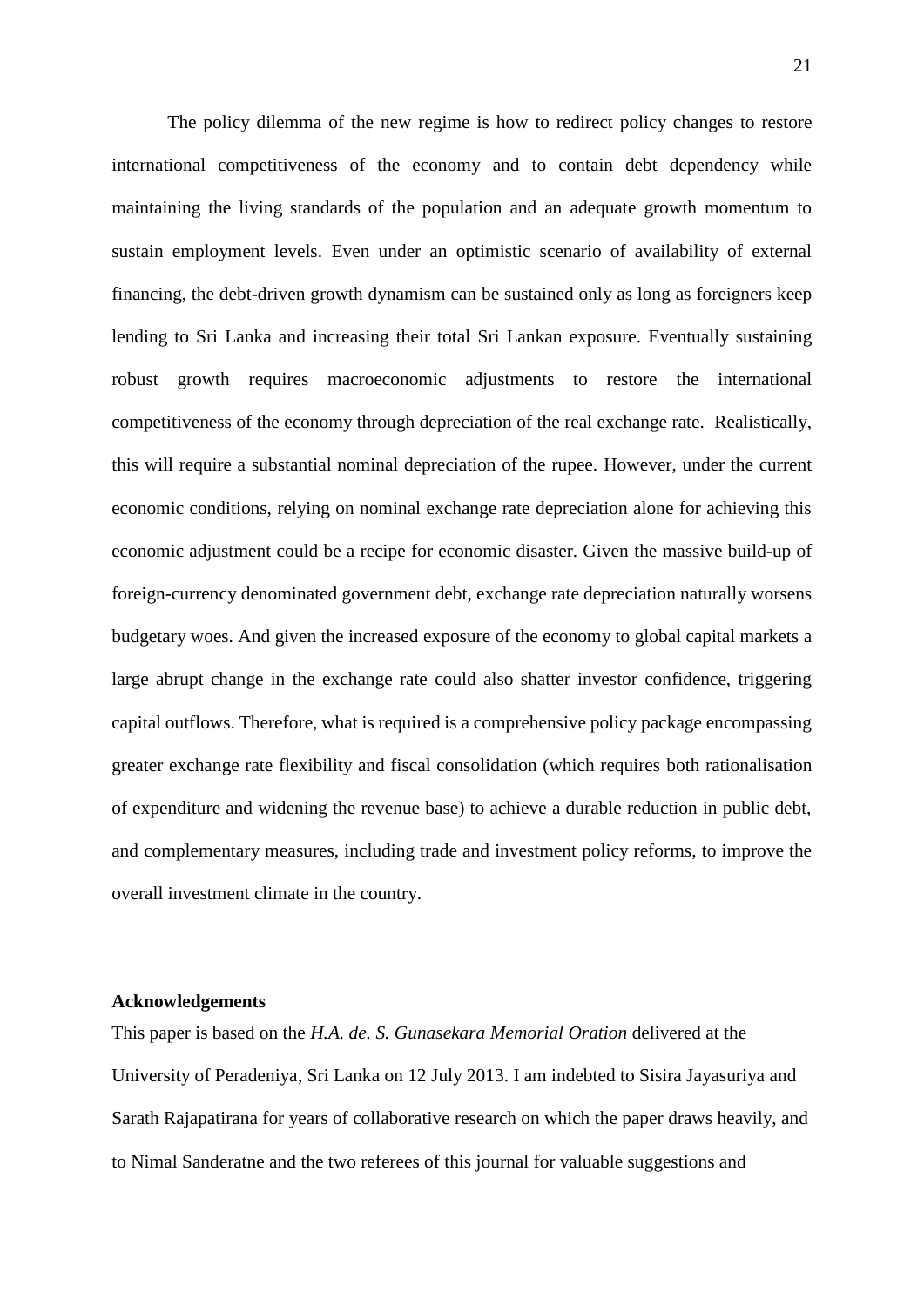The policy dilemma of the new regime is how to redirect policy changes to restore international competitiveness of the economy and to contain debt dependency while maintaining the living standards of the population and an adequate growth momentum to sustain employment levels. Even under an optimistic scenario of availability of external financing, the debt-driven growth dynamism can be sustained only as long as foreigners keep lending to Sri Lanka and increasing their total Sri Lankan exposure. Eventually sustaining robust growth requires macroeconomic adjustments to restore the international competitiveness of the economy through depreciation of the real exchange rate. Realistically, this will require a substantial nominal depreciation of the rupee. However, under the current economic conditions, relying on nominal exchange rate depreciation alone for achieving this economic adjustment could be a recipe for economic disaster. Given the massive build-up of foreign-currency denominated government debt, exchange rate depreciation naturally worsens budgetary woes. And given the increased exposure of the economy to global capital markets a large abrupt change in the exchange rate could also shatter investor confidence, triggering capital outflows. Therefore, what is required is a comprehensive policy package encompassing greater exchange rate flexibility and fiscal consolidation (which requires both rationalisation of expenditure and widening the revenue base) to achieve a durable reduction in public debt, and complementary measures, including trade and investment policy reforms, to improve the overall investment climate in the country.

**Acknowledgements**

This paper is based on the *H.A. de. S. Gunasekara Memorial Oration* delivered at the University of Peradeniya, Sri Lanka on 12 July 2013. I am indebted to Sisira Jayasuriya and Sarath Rajapatirana for years of collaborative research on which the paper draws heavily, and to Nimal Sanderatne and the two referees of this journal for valuable suggestions and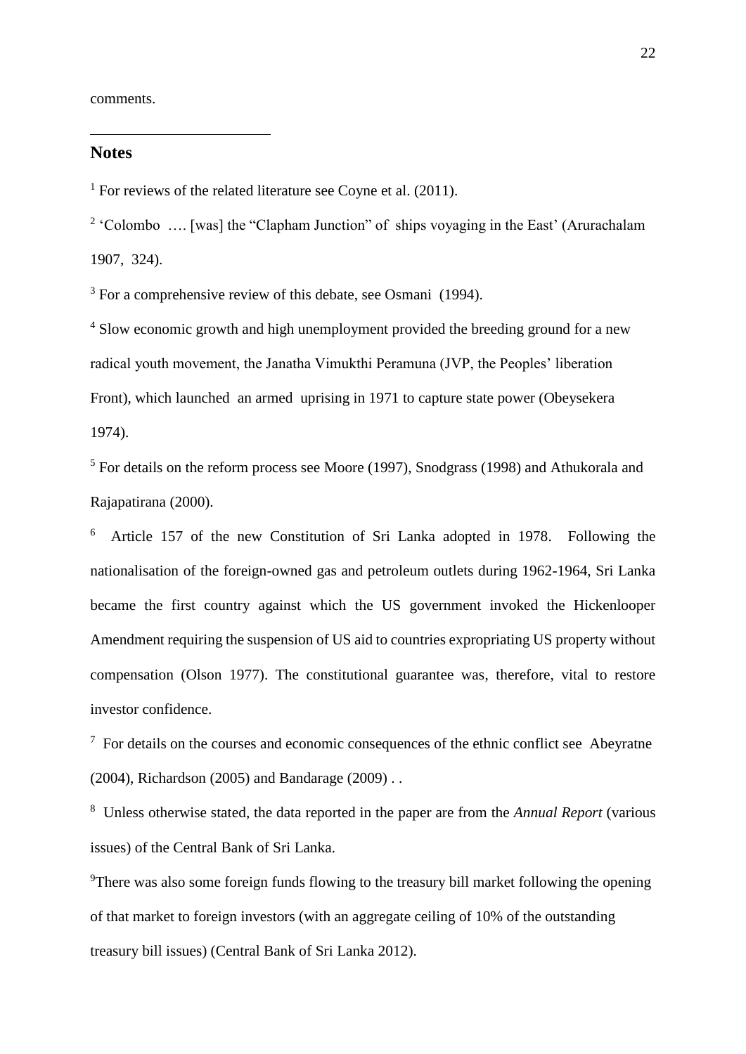comments.

## Notes

[1] For reviews of the related literature see Coyne et al. (2011).

[2] 'Colombo …. [was] the "Clapham Junction" of ships voyaging in the East' (Arurachalam 1907, 324).

[3] For a comprehensive review of this debate, see Osmani (1994).

[4] Slow economic growth and high unemployment provided the breeding ground for a new radical youth movement, the Janatha Vimukthi Peramuna (JVP, the Peoples' liberation Front), which launched an armed uprising in 1971 to capture state power (Obeysekera 1974).

[5] For details on the reform process see Moore (1997), Snodgrass (1998) and Athukorala and Rajapatirana (2000).

[6] Article 157 of the new Constitution of Sri Lanka adopted in 1978. Following the nationalisation of the foreign-owned gas and petroleum outlets during 1962-1964, Sri Lanka became the first country against which the US government invoked the Hickenlooper Amendment requiring the suspension of US aid to countries expropriating US property without compensation (Olson 1977). The constitutional guarantee was, therefore, vital to restore investor confidence.

[7] For details on the courses and economic consequences of the ethnic conflict see Abeyratne (2004), Richardson (2005) and Bandarage (2009) . .

[8] Unless otherwise stated, the data reported in the paper are from the *Annual Report* (various issues) of the Central Bank of Sri Lanka.

[9] There was also some foreign funds flowing to the treasury bill market following the opening of that market to foreign investors (with an aggregate ceiling of 10% of the outstanding treasury bill issues) (Central Bank of Sri Lanka 2012).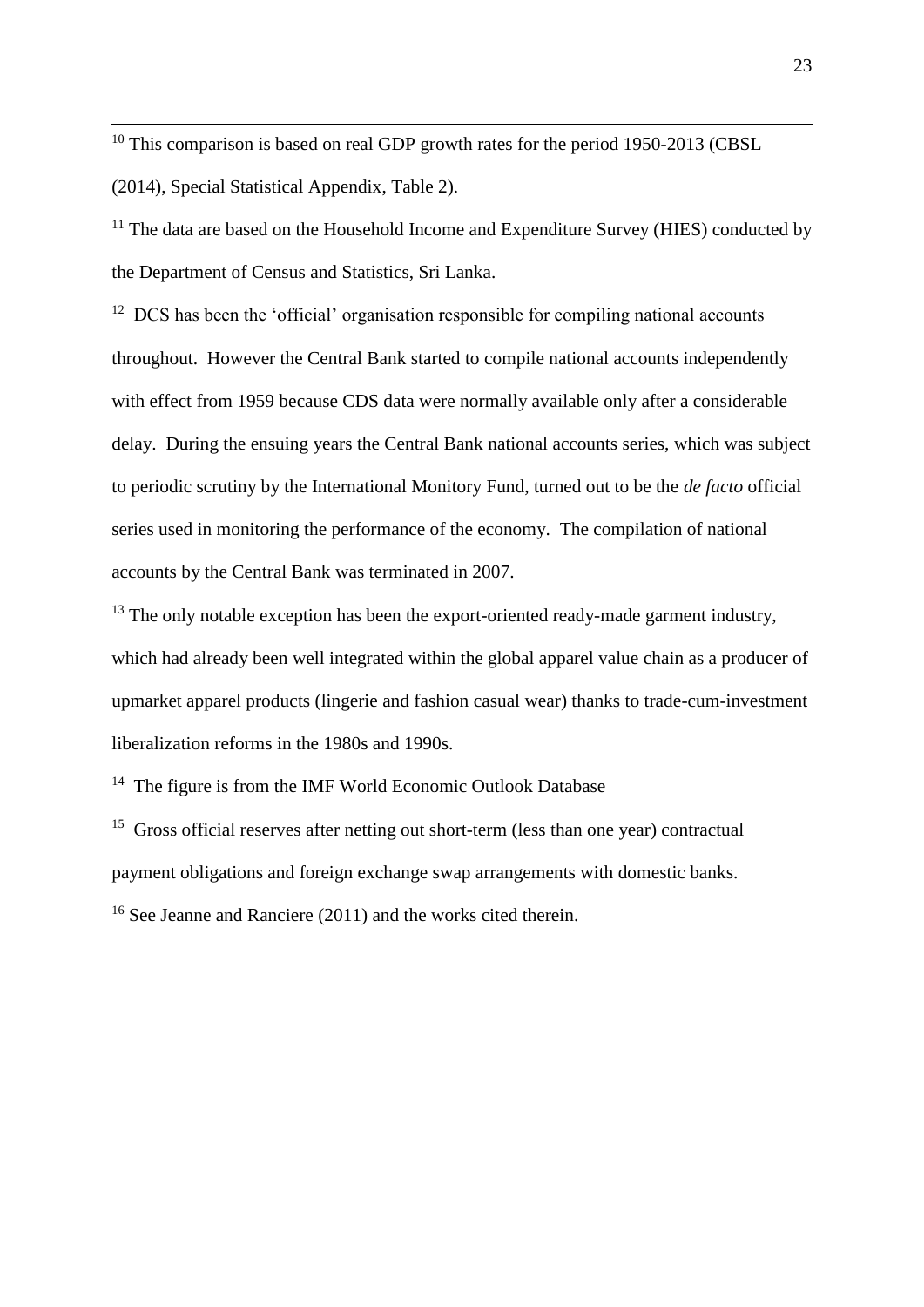[10] This comparison is based on real GDP growth rates for the period 1950-2013 (CBSL (2014), Special Statistical Appendix, Table 2).

[11] The data are based on the Household Income and Expenditure Survey (HIES) conducted by the Department of Census and Statistics, Sri Lanka.

[12] DCS has been the 'official' organisation responsible for compiling national accounts throughout. However the Central Bank started to compile national accounts independently with effect from 1959 because CDS data were normally available only after a considerable delay. During the ensuing years the Central Bank national accounts series, which was subject to periodic scrutiny by the International Monitory Fund, turned out to be the *de facto* official series used in monitoring the performance of the economy. The compilation of national accounts by the Central Bank was terminated in 2007.

[13] The only notable exception has been the export-oriented ready-made garment industry, which had already been well integrated within the global apparel value chain as a producer of upmarket apparel products (lingerie and fashion casual wear) thanks to trade-cum-investment liberalization reforms in the 1980s and 1990s.

[14] The figure is from the IMF World Economic Outlook Database

[15] Gross official reserves after netting out short-term (less than one year) contractual payment obligations and foreign exchange swap arrangements with domestic banks.

[16] See Jeanne and Ranciere (2011) and the works cited therein.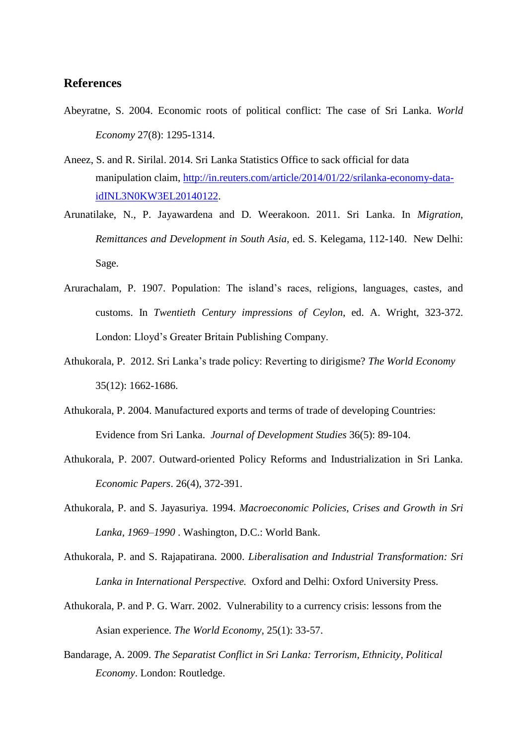## References

Abeyratne, S. 2004. Economic roots of political conflict: The case of Sri Lanka. *World Economy* 27(8): 1295-1314.

Aneez, S. and R. Sirilal. 2014. Sri Lanka Statistics Office to sack official for data manipulation claim, http://in.reuters.com/article/2014/01/22/srilanka-economy-data-idINL3N0KW3EL20140122.

Arunatilake, N., P. Jayawardena and D. Weerakoon. 2011. Sri Lanka. In *Migration, Remittances and Development in South Asia*, ed. S. Kelegama, 112-140. New Delhi: Sage.

Arurachalam, P. 1907. Population: The island's races, religions, languages, castes, and customs. In *Twentieth Century impressions of Ceylon*, ed. A. Wright, 323-372. London: Lloyd's Greater Britain Publishing Company.

Athukorala, P. 2012. Sri Lanka's trade policy: Reverting to dirigisme? *The World Economy* 35(12): 1662-1686.

Athukorala, P. 2004. Manufactured exports and terms of trade of developing Countries: Evidence from Sri Lanka. *Journal of Development Studies* 36(5): 89-104.

Athukorala, P. 2007. Outward-oriented Policy Reforms and Industrialization in Sri Lanka. *Economic Papers*. 26(4), 372-391.

Athukorala, P. and S. Jayasuriya. 1994. *Macroeconomic Policies, Crises and Growth in Sri Lanka, 1969–1990* . Washington, D.C.: World Bank.

Athukorala, P. and S. Rajapatirana. 2000. *Liberalisation and Industrial Transformation: Sri Lanka in International Perspective.* Oxford and Delhi: Oxford University Press.

Athukorala, P. and P. G. Warr. 2002. Vulnerability to a currency crisis: lessons from the Asian experience. *The World Economy*, 25(1): 33-57.

Bandarage, A. 2009. *The Separatist Conflict in Sri Lanka: Terrorism, Ethnicity, Political Economy*. London: Routledge.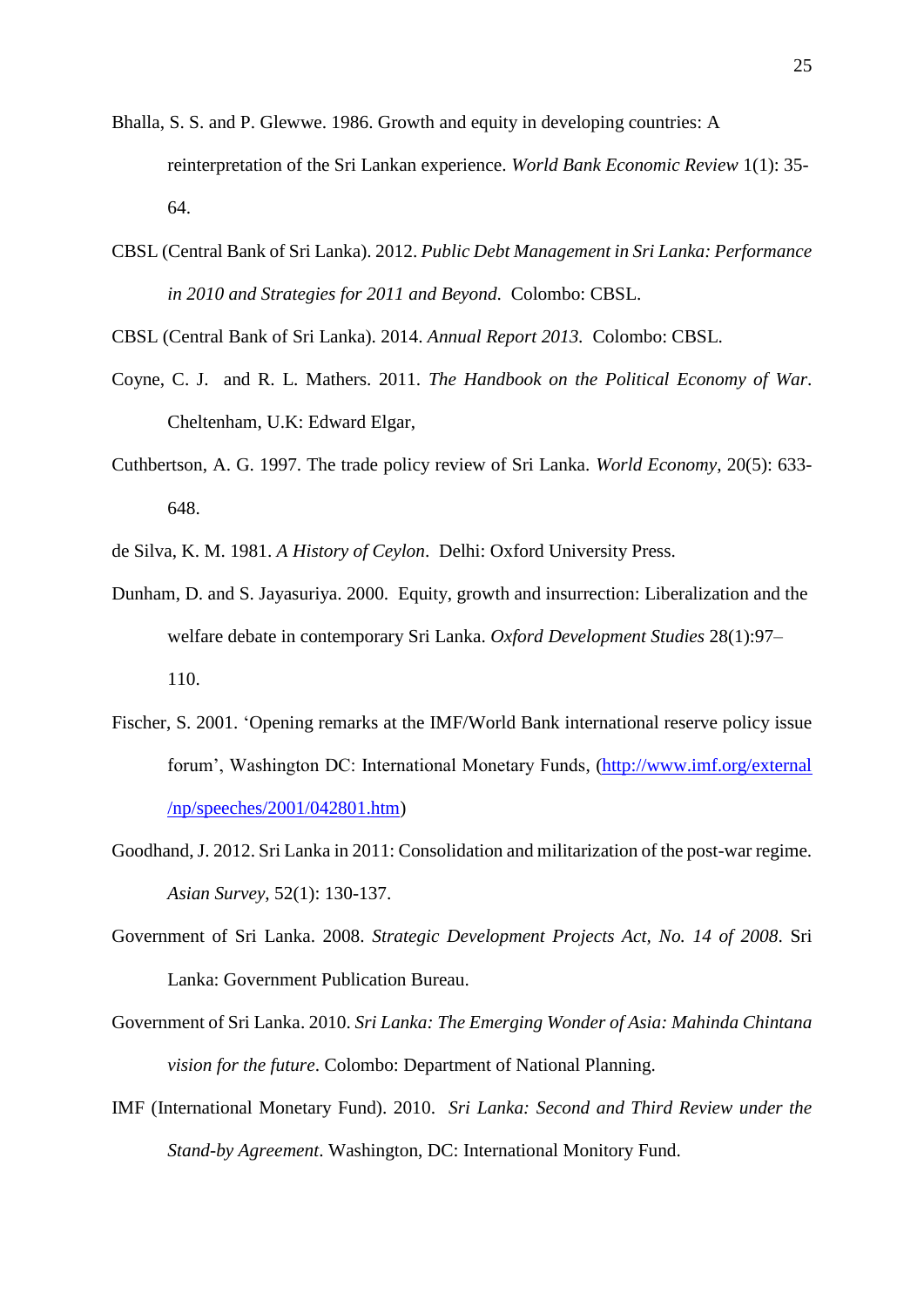Bhalla, S. S. and P. Glewwe. 1986. Growth and equity in developing countries: A reinterpretation of the Sri Lankan experience. *World Bank Economic Review* 1(1): 35-64.

CBSL (Central Bank of Sri Lanka). 2012. *Public Debt Management in Sri Lanka: Performance in 2010 and Strategies for 2011 and Beyond.* Colombo: CBSL.

CBSL (Central Bank of Sri Lanka). 2014. *Annual Report 2013.* Colombo: CBSL.

Coyne, C. J. and R. L. Mathers. 2011. *The Handbook on the Political Economy of War*. Cheltenham, U.K: Edward Elgar,

Cuthbertson, A. G. 1997. The trade policy review of Sri Lanka. *World Economy*, 20(5): 633-648.

de Silva, K. M. 1981. *A History of Ceylon*. Delhi: Oxford University Press.

Dunham, D. and S. Jayasuriya. 2000. Equity, growth and insurrection: Liberalization and the welfare debate in contemporary Sri Lanka. *Oxford Development Studies* 28(1):97–110.

Fischer, S. 2001. 'Opening remarks at the IMF/World Bank international reserve policy issue forum', Washington DC: International Monetary Funds, (http://www.imf.org/external/np/speeches/2001/042801.htm)

Goodhand, J. 2012. Sri Lanka in 2011: Consolidation and militarization of the post-war regime. *Asian Survey*, 52(1): 130-137.

Government of Sri Lanka. 2008. *Strategic Development Projects Act, No. 14 of 2008*. Sri Lanka: Government Publication Bureau.

Government of Sri Lanka. 2010. *Sri Lanka: The Emerging Wonder of Asia: Mahinda Chintana vision for the future*. Colombo: Department of National Planning.

IMF (International Monetary Fund). 2010. *Sri Lanka: Second and Third Review under the Stand-by Agreement*. Washington, DC: International Monitory Fund.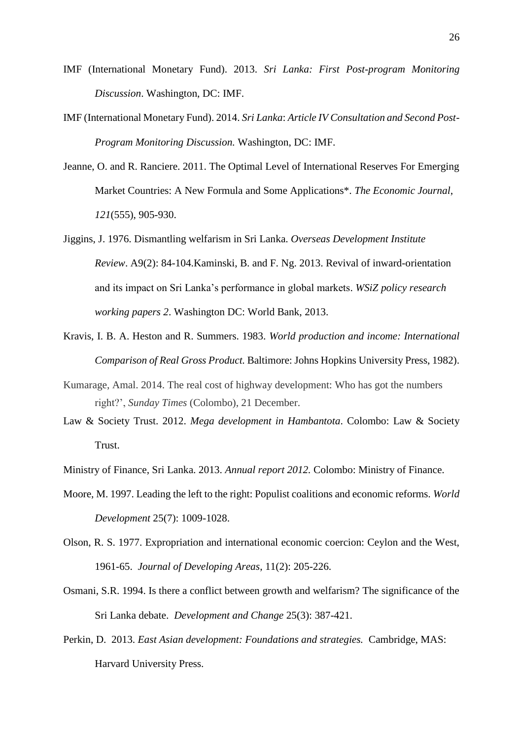IMF (International Monetary Fund). 2013. *Sri Lanka: First Post-program Monitoring Discussion*. Washington, DC: IMF.

IMF (International Monetary Fund). 2014. *Sri Lanka*: *Article IV Consultation and Second Post-Program Monitoring Discussion.* Washington, DC: IMF.

Jeanne, O. and R. Ranciere. 2011. The Optimal Level of International Reserves For Emerging Market Countries: A New Formula and Some Applications*. *The Economic Journal*, *121*(555), 905-930.

Jiggins, J. 1976. Dismantling welfarism in Sri Lanka. *Overseas Development Institute Review*. A9(2): 84-104.Kaminski, B. and F. Ng. 2013. Revival of inward-orientation and its impact on Sri Lanka's performance in global markets. *WSiZ policy research working papers 2*. Washington DC: World Bank, 2013.

Kravis, I. B. A. Heston and R. Summers. 1983. *World production and income: International Comparison of Real Gross Product.* Baltimore: Johns Hopkins University Press, 1982).

Kumarage, Amal. 2014. The real cost of highway development: Who has got the numbers right?', *Sunday Times* (Colombo), 21 December.

Law & Society Trust. 2012. *Mega development in Hambantota*. Colombo: Law & Society Trust.

Ministry of Finance, Sri Lanka. 2013. *Annual report 2012.* Colombo: Ministry of Finance.

Moore, M. 1997. Leading the left to the right: Populist coalitions and economic reforms. *World Development* 25(7): 1009-1028.

Olson, R. S. 1977. Expropriation and international economic coercion: Ceylon and the West, 1961-65. *Journal of Developing Areas*, 11(2): 205-226.

Osmani, S.R. 1994. Is there a conflict between growth and welfarism? The significance of the Sri Lanka debate. *Development and Change* 25(3): 387-421.

Perkin, D. 2013. *East Asian development: Foundations and strategies.* Cambridge, MAS: Harvard University Press.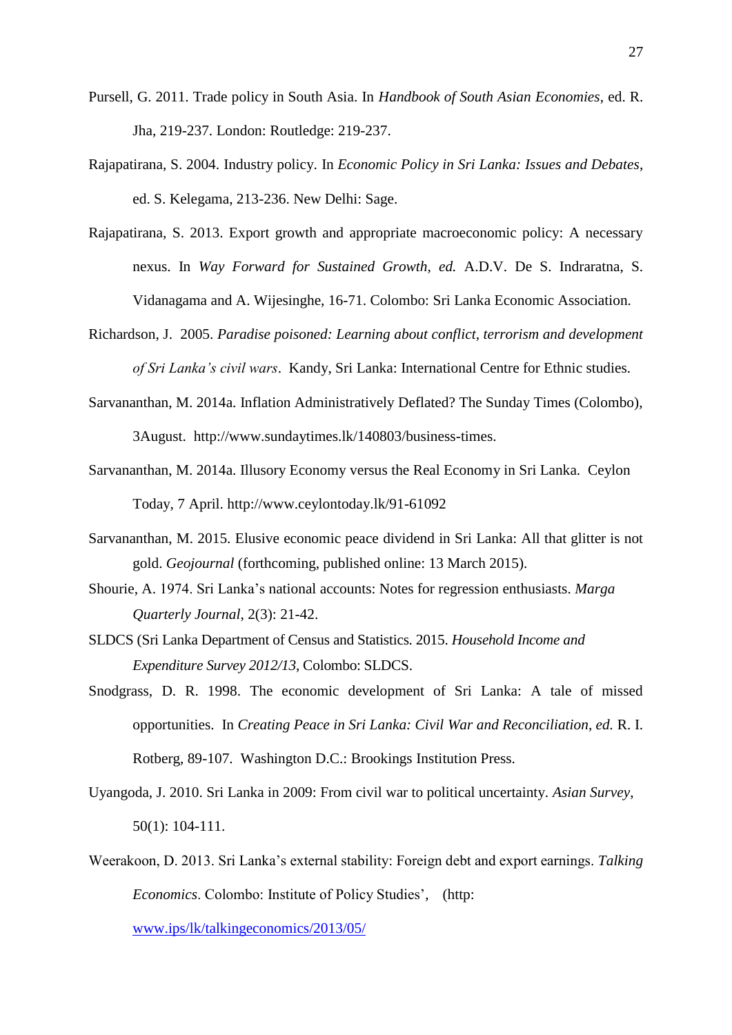Pursell, G. 2011. Trade policy in South Asia. In *Handbook of South Asian Economies*, ed. R. Jha, 219-237. London: Routledge: 219-237.

Rajapatirana, S. 2004. Industry policy. In *Economic Policy in Sri Lanka: Issues and Debates*, ed. S. Kelegama, 213-236. New Delhi: Sage.

Rajapatirana, S. 2013. Export growth and appropriate macroeconomic policy: A necessary nexus. In *Way Forward for Sustained Growth, ed.* A.D.V. De S. Indraratna, S. Vidanagama and A. Wijesinghe, 16-71. Colombo: Sri Lanka Economic Association.

Richardson, J. 2005. *Paradise poisoned: Learning about conflict, terrorism and development of Sri Lanka's civil wars*. Kandy, Sri Lanka: International Centre for Ethnic studies.

Sarvananthan, M. 2014a. Inflation Administratively Deflated? The Sunday Times (Colombo), 3August. http://www.sundaytimes.lk/140803/business-times.

Sarvananthan, M. 2014a. Illusory Economy versus the Real Economy in Sri Lanka. Ceylon Today, 7 April. http://www.ceylontoday.lk/91-61092

Sarvananthan, M. 2015. Elusive economic peace dividend in Sri Lanka: All that glitter is not gold. *Geojournal* (forthcoming, published online: 13 March 2015).

Shourie, A. 1974. Sri Lanka's national accounts: Notes for regression enthusiasts. *Marga Quarterly Journal*, 2(3): 21-42.

SLDCS (Sri Lanka Department of Census and Statistics. 2015. *Household Income and Expenditure Survey 2012/13*, Colombo: SLDCS.

Snodgrass, D. R. 1998. The economic development of Sri Lanka: A tale of missed opportunities. In *Creating Peace in Sri Lanka: Civil War and Reconciliation, ed.* R. I. Rotberg, 89-107. Washington D.C.: Brookings Institution Press.

Uyangoda, J. 2010. Sri Lanka in 2009: From civil war to political uncertainty. *Asian Survey*, 50(1): 104-111.

Weerakoon, D. 2013. Sri Lanka's external stability: Foreign debt and export earnings. *Talking Economics*. Colombo: Institute of Policy Studies', (http: www.ips/lk/talkingeconomics/2013/05/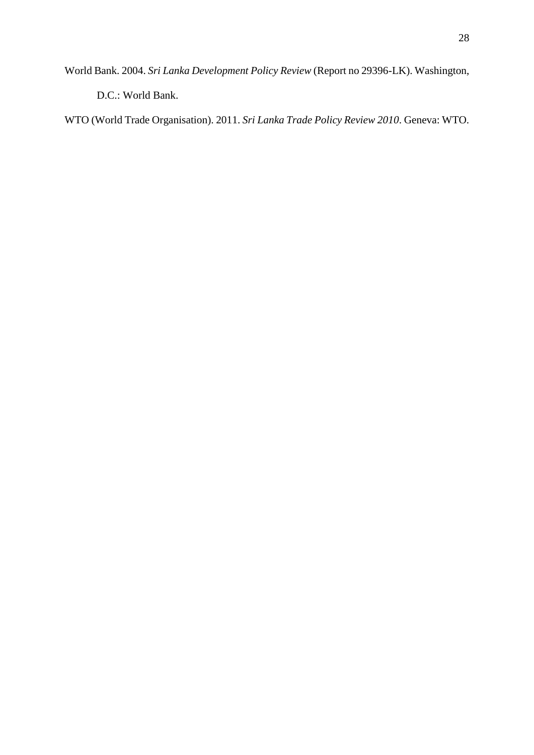World Bank. 2004. *Sri Lanka Development Policy Review* (Report no 29396-LK). Washington, D.C.: World Bank.

WTO (World Trade Organisation). 2011. *Sri Lanka Trade Policy Review 2010*. Geneva: WTO.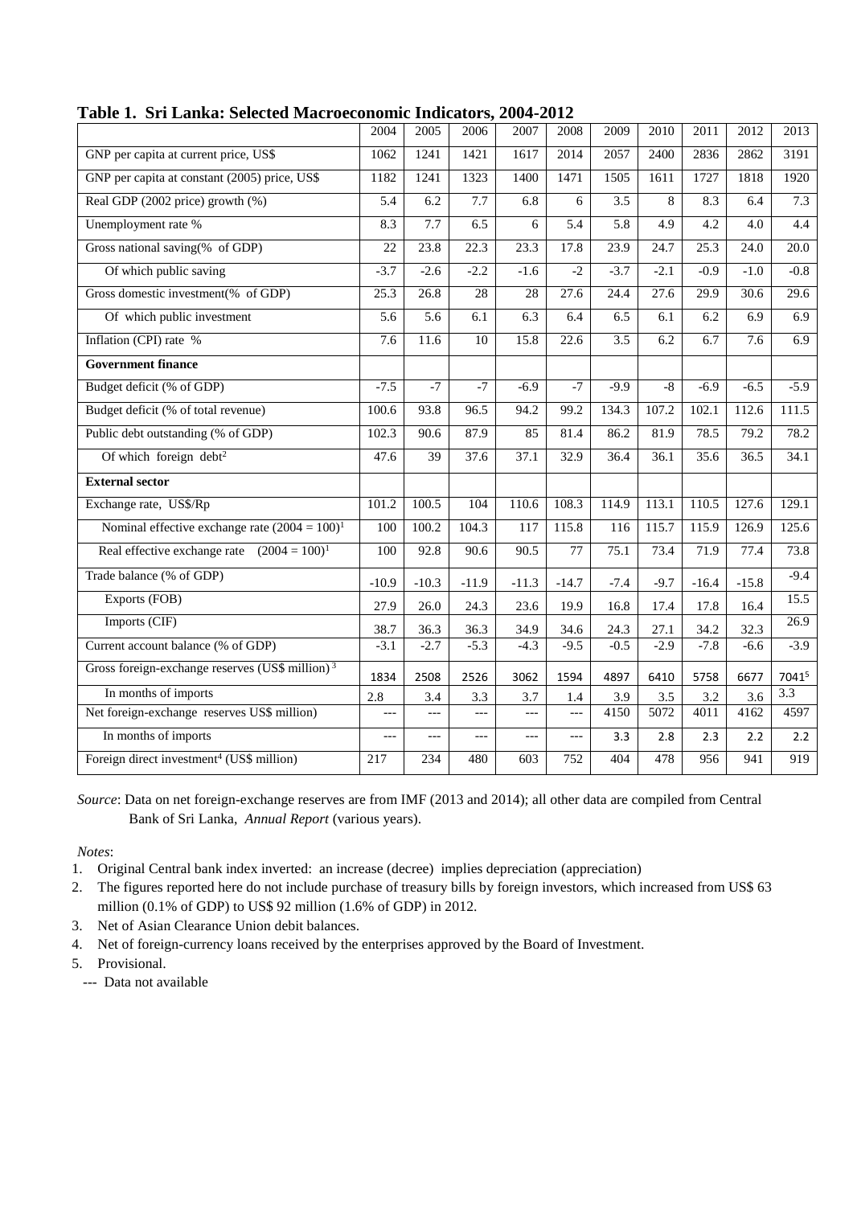**Table 1. Sri Lanka: Selected Macroeconomic Indicators, 2004-2012**

| | 2004 | 2005 | 2006 | 2007 | 2008 | 2009 | 2010 | 2011 | 2012 | 2013 |
|---|---|---|---|---|---|---|---|---|---|---|
| GNP per capita at current price, US$ | 1062 | 1241 | 1421 | 1617 | 2014 | 2057 | 2400 | 2836 | 2862 | 3191 |
| GNP per capita at constant (2005) price, US$ | 1182 | 1241 | 1323 | 1400 | 1471 | 1505 | 1611 | 1727 | 1818 | 1920 |
| Real GDP (2002 price) growth (%) | 5.4 | 6.2 | 7.7 | 6.8 | 6 | 3.5 | 8 | 8.3 | 6.4 | 7.3 |
| Unemployment rate % | 8.3 | 7.7 | 6.5 | 6 | 5.4 | 5.8 | 4.9 | 4.2 | 4.0 | 4.4 |
| Gross national saving(% of GDP) | 22 | 23.8 | 22.3 | 23.3 | 17.8 | 23.9 | 24.7 | 25.3 | 24.0 | 20.0 |
| Of which public saving | -3.7 | -2.6 | -2.2 | -1.6 | -2 | -3.7 | -2.1 | -0.9 | -1.0 | -0.8 |
| Gross domestic investment(% of GDP) | 25.3 | 26.8 | 28 | 28 | 27.6 | 24.4 | 27.6 | 29.9 | 30.6 | 29.6 |
| Of which public investment | 5.6 | 5.6 | 6.1 | 6.3 | 6.4 | 6.5 | 6.1 | 6.2 | 6.9 | 6.9 |
| Inflation (CPI) rate % | 7.6 | 11.6 | 10 | 15.8 | 22.6 | 3.5 | 6.2 | 6.7 | 7.6 | 6.9 |
| **Government finance** | | | | | | | | | | |
| Budget deficit (% of GDP) | -7.5 | -7 | -7 | -6.9 | -7 | -9.9 | -8 | -6.9 | -6.5 | -5.9 |
| Budget deficit (% of total revenue) | 100.6 | 93.8 | 96.5 | 94.2 | 99.2 | 134.3 | 107.2 | 102.1 | 112.6 | 111.5 |
| Public debt outstanding (% of GDP) | 102.3 | 90.6 | 87.9 | 85 | 81.4 | 86.2 | 81.9 | 78.5 | 79.2 | 78.2 |
| Of which foreign debt[2] | 47.6 | 39 | 37.6 | 37.1 | 32.9 | 36.4 | 36.1 | 35.6 | 36.5 | 34.1 |
| **External sector** | | | | | | | | | | |
| Exchange rate, US$/Rp | 101.2 | 100.5 | 104 | 110.6 | 108.3 | 114.9 | 113.1 | 110.5 | 127.6 | 129.1 |
| Nominal effective exchange rate (2004 = 100)[1] | 100 | 100.2 | 104.3 | 117 | 115.8 | 116 | 115.7 | 115.9 | 126.9 | 125.6 |
| Real effective exchange rate (2004 = 100)[1] | 100 | 92.8 | 90.6 | 90.5 | 77 | 75.1 | 73.4 | 71.9 | 77.4 | 73.8 |
| Trade balance (% of GDP) | -10.9 | -10.3 | -11.9 | -11.3 | -14.7 | -7.4 | -9.7 | -16.4 | -15.8 | -9.4 |
| Exports (FOB) | 27.9 | 26.0 | 24.3 | 23.6 | 19.9 | 16.8 | 17.4 | 17.8 | 16.4 | 15.5 |
| Imports (CIF) | 38.7 | 36.3 | 36.3 | 34.9 | 34.6 | 24.3 | 27.1 | 34.2 | 32.3 | 26.9 |
| Current account balance (% of GDP) | -3.1 | -2.7 | -5.3 | -4.3 | -9.5 | -0.5 | -2.9 | -7.8 | -6.6 | -3.9 |
| Gross foreign-exchange reserves (US$ million)[3] | 1834 | 2508 | 2526 | 3062 | 1594 | 4897 | 6410 | 5758 | 6677 | 7041[5] |
| In months of imports | 2.8 | 3.4 | 3.3 | 3.7 | 1.4 | 3.9 | 3.5 | 3.2 | 3.6 | 3.3 |
| Net foreign-exchange reserves US$ million) | --- | --- | --- | --- | --- | 4150 | 5072 | 4011 | 4162 | 4597 |
| In months of imports | --- | --- | --- | --- | --- | 3.3 | 2.8 | 2.3 | 2.2 | 2.2 |
| Foreign direct investment[4] (US$ million) | 217 | 234 | 480 | 603 | 752 | 404 | 478 | 956 | 941 | 919 |

*Source*: Data on net foreign-exchange reserves are from IMF (2013 and 2014); all other data are compiled from Central Bank of Sri Lanka, *Annual Report* (various years).

*Notes*:

1. Original Central bank index inverted: an increase (decree) implies depreciation (appreciation)
2. The figures reported here do not include purchase of treasury bills by foreign investors, which increased from US$ 63 million (0.1% of GDP) to US$ 92 million (1.6% of GDP) in 2012.
3. Net of Asian Clearance Union debit balances.
4. Net of foreign-currency loans received by the enterprises approved by the Board of Investment.
5. Provisional.

--- Data not available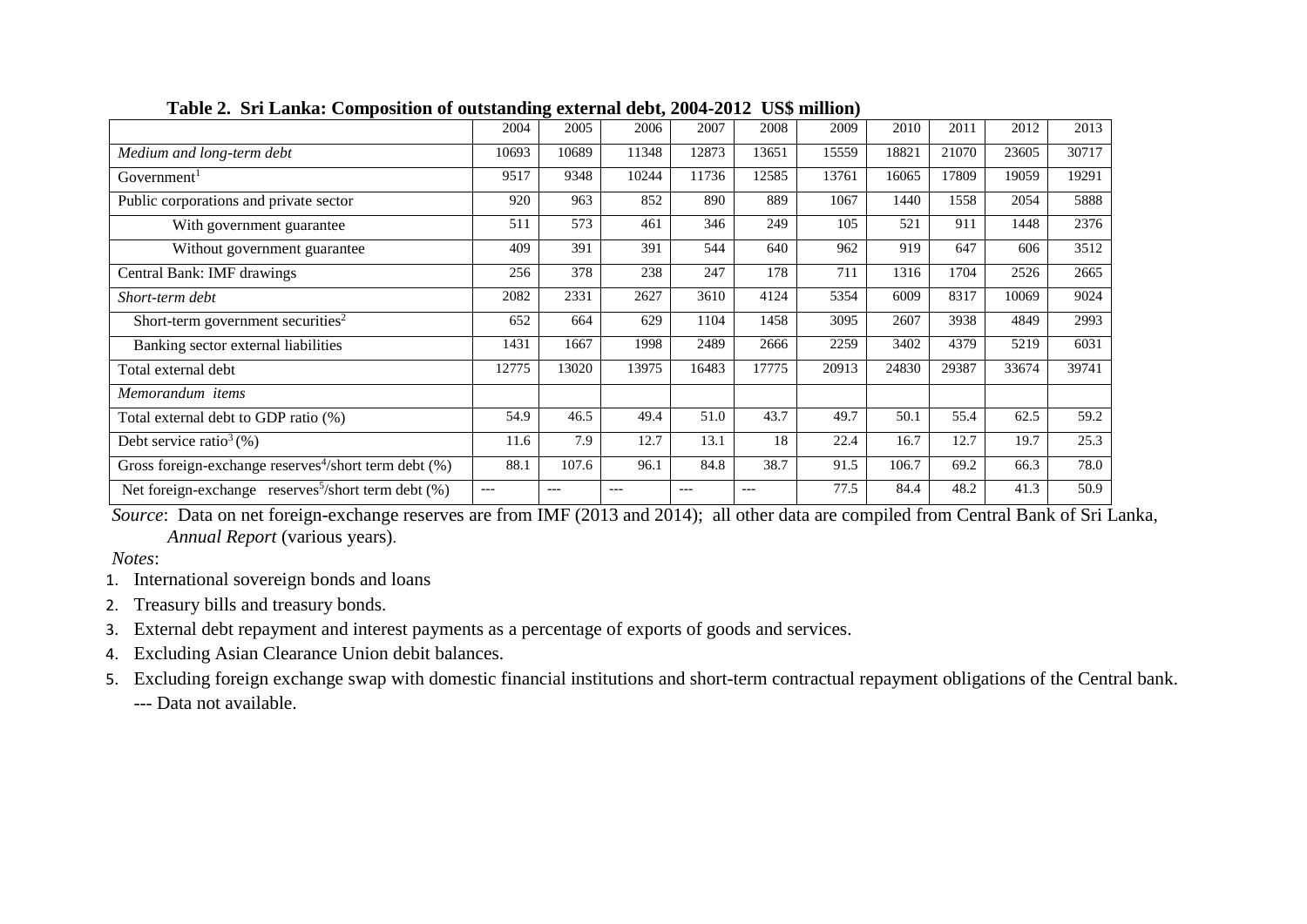**Table 2. Sri Lanka: Composition of outstanding external debt, 2004-2012 US$ million)**

| | 2004 | 2005 | 2006 | 2007 | 2008 | 2009 | 2010 | 2011 | 2012 | 2013 |
|---|---|---|---|---|---|---|---|---|---|---|
| *Medium and long-term debt* | 10693 | 10689 | 11348 | 12873 | 13651 | 15559 | 18821 | 21070 | 23605 | 30717 |
| Government[1] | 9517 | 9348 | 10244 | 11736 | 12585 | 13761 | 16065 | 17809 | 19059 | 19291 |
| Public corporations and private sector | 920 | 963 | 852 | 890 | 889 | 1067 | 1440 | 1558 | 2054 | 5888 |
| With government guarantee | 511 | 573 | 461 | 346 | 249 | 105 | 521 | 911 | 1448 | 2376 |
| Without government guarantee | 409 | 391 | 391 | 544 | 640 | 962 | 919 | 647 | 606 | 3512 |
| Central Bank: IMF drawings | 256 | 378 | 238 | 247 | 178 | 711 | 1316 | 1704 | 2526 | 2665 |
| *Short-term debt* | 2082 | 2331 | 2627 | 3610 | 4124 | 5354 | 6009 | 8317 | 10069 | 9024 |
| Short-term government securities[2] | 652 | 664 | 629 | 1104 | 1458 | 3095 | 2607 | 3938 | 4849 | 2993 |
| Banking sector external liabilities | 1431 | 1667 | 1998 | 2489 | 2666 | 2259 | 3402 | 4379 | 5219 | 6031 |
| Total external debt | 12775 | 13020 | 13975 | 16483 | 17775 | 20913 | 24830 | 29387 | 33674 | 39741 |
| *Memorandum items* | | | | | | | | | | |
| Total external debt to GDP ratio (%) | 54.9 | 46.5 | 49.4 | 51.0 | 43.7 | 49.7 | 50.1 | 55.4 | 62.5 | 59.2 |
| Debt service ratio[3] (%) | 11.6 | 7.9 | 12.7 | 13.1 | 18 | 22.4 | 16.7 | 12.7 | 19.7 | 25.3 |
| Gross foreign-exchange reserves[4]/short term debt (%) | 88.1 | 107.6 | 96.1 | 84.8 | 38.7 | 91.5 | 106.7 | 69.2 | 66.3 | 78.0 |
| Net foreign-exchange reserves[5]/short term debt (%) | --- | --- | --- | --- | --- | 77.5 | 84.4 | 48.2 | 41.3 | 50.9 |

*Source*: Data on net foreign-exchange reserves are from IMF (2013 and 2014); all other data are compiled from Central Bank of Sri Lanka, *Annual Report* (various years).

*Notes*:

1. International sovereign bonds and loans
2. Treasury bills and treasury bonds.
3. External debt repayment and interest payments as a percentage of exports of goods and services.
4. Excluding Asian Clearance Union debit balances.
5. Excluding foreign exchange swap with domestic financial institutions and short-term contractual repayment obligations of the Central bank.

--- Data not available.